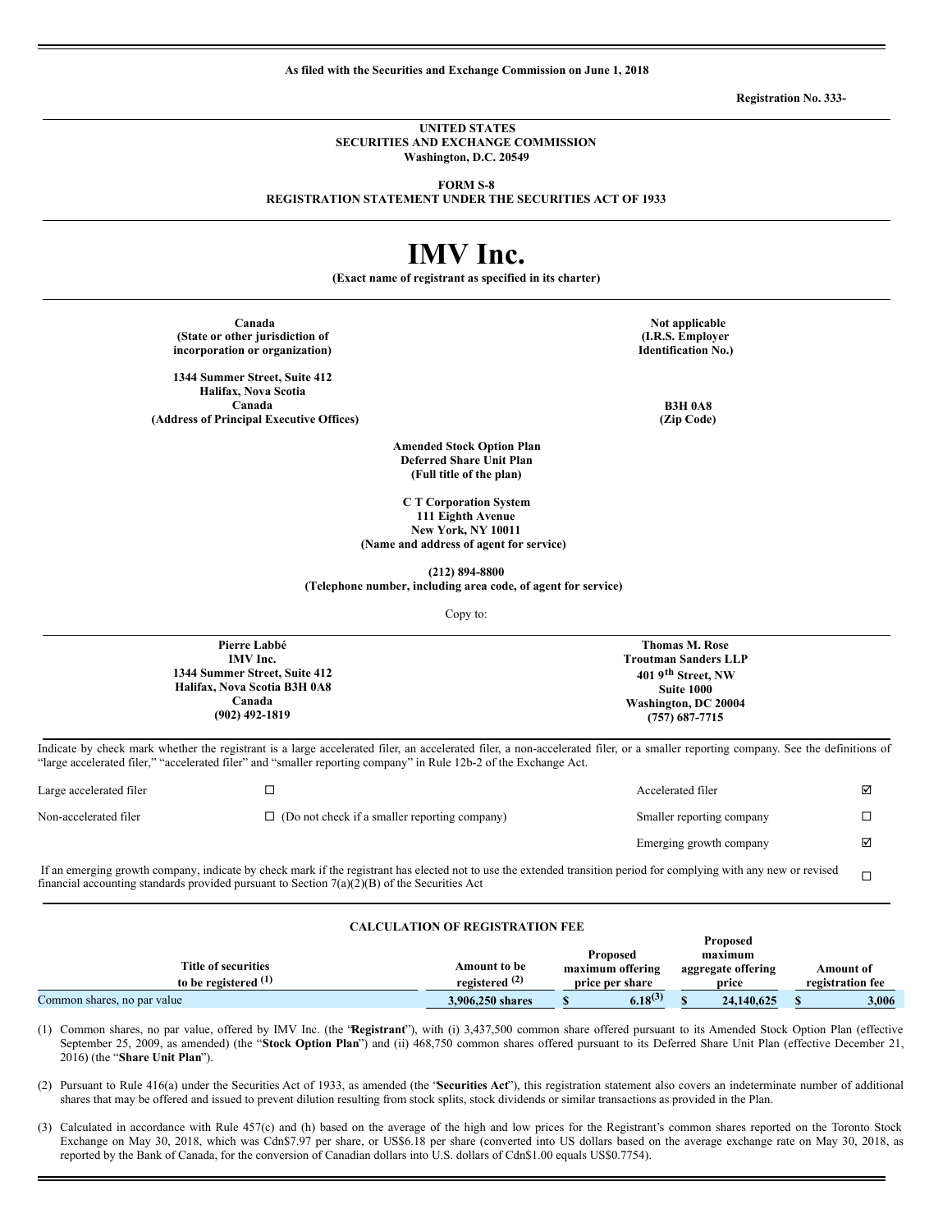**As filed with the Securities and Exchange Commission on June 1, 2018**

**Registration No. 333-**

**UNITED STATES**
**SECURITIES AND EXCHANGE COMMISSION**
**Washington, D.C. 20549**

**FORM S-8**
**REGISTRATION STATEMENT UNDER THE SECURITIES ACT OF 1933**

# IMV Inc.

**(Exact name of registrant as specified in its charter)**

| | |
|---|---|
| **Canada**<br>**(State or other jurisdiction of incorporation or organization)** | **Not applicable**<br>**(I.R.S. Employer Identification No.)** |
| **1344 Summer Street, Suite 412**<br>**Halifax, Nova Scotia**<br>**Canada**<br>**(Address of Principal Executive Offices)** | **B3H 0A8**<br>**(Zip Code)** |

**Amended Stock Option Plan**
**Deferred Share Unit Plan**
**(Full title of the plan)**

**C T Corporation System**
**111 Eighth Avenue**
**New York, NY 10011**
**(Name and address of agent for service)**

**(212) 894-8800**
**(Telephone number, including area code, of agent for service)**

Copy to:

| | |
|---|---|
| **Pierre Labbé**<br>**IMV Inc.**<br>**1344 Summer Street, Suite 412**<br>**Halifax, Nova Scotia B3H 0A8**<br>**Canada**<br>**(902) 492-1819** | **Thomas M. Rose**<br>**Troutman Sanders LLP**<br>**401 9th Street, NW**<br>**Suite 1000**<br>**Washington, DC 20004**<br>**(757) 687-7715** |

Indicate by check mark whether the registrant is a large accelerated filer, an accelerated filer, a non-accelerated filer, or a smaller reporting company. See the definitions of "large accelerated filer," "accelerated filer" and "smaller reporting company" in Rule 12b-2 of the Exchange Act.

| | | | |
|---|---|---|---|
| Large accelerated filer | ☐ | Accelerated filer | ☑ |
| Non-accelerated filer | ☐ (Do not check if a smaller reporting company) | Smaller reporting company | ☐ |
| | | Emerging growth company | ☑ |

If an emerging growth company, indicate by check mark if the registrant has elected not to use the extended transition period for complying with any new or revised financial accounting standards provided pursuant to Section 7(a)(2)(B) of the Securities Act ☐

**CALCULATION OF REGISTRATION FEE**

| Title of securities to be registered (1) | Amount to be registered (2) | Proposed maximum offering price per share | Proposed maximum aggregate offering price | Amount of registration fee |
|---|---|---|---|---|
| Common shares, no par value | 3,906,250 shares | $ 6.18(3) | $ 24,140,625 | $ 3,006 |

(1) Common shares, no par value, offered by IMV Inc. (the "**Registrant**"), with (i) 3,437,500 common share offered pursuant to its Amended Stock Option Plan (effective September 25, 2009, as amended) (the "**Stock Option Plan**") and (ii) 468,750 common shares offered pursuant to its Deferred Share Unit Plan (effective December 21, 2016) (the "**Share Unit Plan**").

(2) Pursuant to Rule 416(a) under the Securities Act of 1933, as amended (the "**Securities Act**"), this registration statement also covers an indeterminate number of additional shares that may be offered and issued to prevent dilution resulting from stock splits, stock dividends or similar transactions as provided in the Plan.

(3) Calculated in accordance with Rule 457(c) and (h) based on the average of the high and low prices for the Registrant's common shares reported on the Toronto Stock Exchange on May 30, 2018, which was Cdn$7.97 per share, or US$6.18 per share (converted into US dollars based on the average exchange rate on May 30, 2018, as reported by the Bank of Canada, for the conversion of Canadian dollars into U.S. dollars of Cdn$1.00 equals US$0.7754).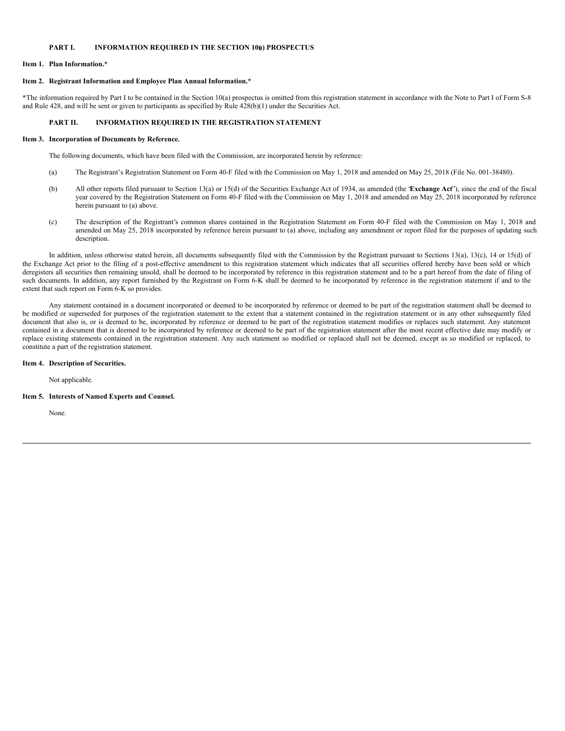## PART I. INFORMATION REQUIRED IN THE SECTION 10(a) PROSPECTUS

### Item 1. Plan Information.*

### Item 2. Registrant Information and Employee Plan Annual Information.*

*The information required by Part I to be contained in the Section 10(a) prospectus is omitted from this registration statement in accordance with the Note to Part I of Form S-8 and Rule 428, and will be sent or given to participants as specified by Rule 428(b)(1) under the Securities Act.

## PART II. INFORMATION REQUIRED IN THE REGISTRATION STATEMENT

### Item 3. Incorporation of Documents by Reference.

The following documents, which have been filed with the Commission, are incorporated herein by reference:

(a) The Registrant's Registration Statement on Form 40-F filed with the Commission on May 1, 2018 and amended on May 25, 2018 (File No. 001-38480).

(b) All other reports filed pursuant to Section 13(a) or 15(d) of the Securities Exchange Act of 1934, as amended (the '**Exchange Act**"), since the end of the fiscal year covered by the Registration Statement on Form 40-F filed with the Commission on May 1, 2018 and amended on May 25, 2018 incorporated by reference herein pursuant to (a) above.

(c) The description of the Registrant's common shares contained in the Registration Statement on Form 40-F filed with the Commission on May 1, 2018 and amended on May 25, 2018 incorporated by reference herein pursuant to (a) above, including any amendment or report filed for the purposes of updating such description.

In addition, unless otherwise stated herein, all documents subsequently filed with the Commission by the Registrant pursuant to Sections 13(a), 13(c), 14 or 15(d) of the Exchange Act prior to the filing of a post-effective amendment to this registration statement which indicates that all securities offered hereby have been sold or which deregisters all securities then remaining unsold, shall be deemed to be incorporated by reference in this registration statement and to be a part hereof from the date of filing of such documents. In addition, any report furnished by the Registrant on Form 6-K shall be deemed to be incorporated by reference in the registration statement if and to the extent that such report on Form 6-K so provides.

Any statement contained in a document incorporated or deemed to be incorporated by reference or deemed to be part of the registration statement shall be deemed to be modified or superseded for purposes of the registration statement to the extent that a statement contained in the registration statement or in any other subsequently filed document that also is, or is deemed to be, incorporated by reference or deemed to be part of the registration statement modifies or replaces such statement. Any statement contained in a document that is deemed to be incorporated by reference or deemed to be part of the registration statement after the most recent effective date may modify or replace existing statements contained in the registration statement. Any such statement so modified or replaced shall not be deemed, except as so modified or replaced, to constitute a part of the registration statement.

### Item 4. Description of Securities.

Not applicable.

### Item 5. Interests of Named Experts and Counsel.

None.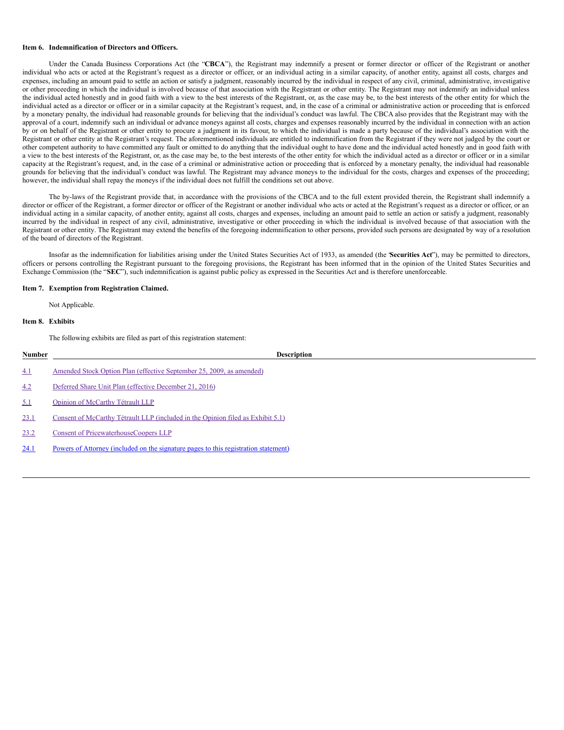### Item 6. Indemnification of Directors and Officers.

Under the Canada Business Corporations Act (the "**CBCA**"), the Registrant may indemnify a present or former director or officer of the Registrant or another individual who acts or acted at the Registrant's request as a director or officer, or an individual acting in a similar capacity, of another entity, against all costs, charges and expenses, including an amount paid to settle an action or satisfy a judgment, reasonably incurred by the individual in respect of any civil, criminal, administrative, investigative or other proceeding in which the individual is involved because of that association with the Registrant or other entity. The Registrant may not indemnify an individual unless the individual acted honestly and in good faith with a view to the best interests of the Registrant, or, as the case may be, to the best interests of the other entity for which the individual acted as a director or officer or in a similar capacity at the Registrant's request, and, in the case of a criminal or administrative action or proceeding that is enforced by a monetary penalty, the individual had reasonable grounds for believing that the individual's conduct was lawful. The CBCA also provides that the Registrant may with the approval of a court, indemnify such an individual or advance moneys against all costs, charges and expenses reasonably incurred by the individual in connection with an action by or on behalf of the Registrant or other entity to procure a judgment in its favour, to which the individual is made a party because of the individual's association with the Registrant or other entity at the Registrant's request. The aforementioned individuals are entitled to indemnification from the Registrant if they were not judged by the court or other competent authority to have committed any fault or omitted to do anything that the individual ought to have done and the individual acted honestly and in good faith with a view to the best interests of the Registrant, or, as the case may be, to the best interests of the other entity for which the individual acted as a director or officer or in a similar capacity at the Registrant's request, and, in the case of a criminal or administrative action or proceeding that is enforced by a monetary penalty, the individual had reasonable grounds for believing that the individual's conduct was lawful. The Registrant may advance moneys to the individual for the costs, charges and expenses of the proceeding; however, the individual shall repay the moneys if the individual does not fulfill the conditions set out above.

The by-laws of the Registrant provide that, in accordance with the provisions of the CBCA and to the full extent provided therein, the Registrant shall indemnify a director or officer of the Registrant, a former director or officer of the Registrant or another individual who acts or acted at the Registrant's request as a director or officer, or an individual acting in a similar capacity, of another entity, against all costs, charges and expenses, including an amount paid to settle an action or satisfy a judgment, reasonably incurred by the individual in respect of any civil, administrative, investigative or other proceeding in which the individual is involved because of that association with the Registrant or other entity. The Registrant may extend the benefits of the foregoing indemnification to other persons, provided such persons are designated by way of a resolution of the board of directors of the Registrant.

Insofar as the indemnification for liabilities arising under the United States Securities Act of 1933, as amended (the "**Securities Act**"), may be permitted to directors, officers or persons controlling the Registrant pursuant to the foregoing provisions, the Registrant has been informed that in the opinion of the United States Securities and Exchange Commission (the "**SEC**"), such indemnification is against public policy as expressed in the Securities Act and is therefore unenforceable.

### Item 7. Exemption from Registration Claimed.

Not Applicable.

### Item 8. Exhibits

The following exhibits are filed as part of this registration statement:

| Number | Description |
|---|---|
| 4.1 | Amended Stock Option Plan (effective September 25, 2009, as amended) |
| 4.2 | Deferred Share Unit Plan (effective December 21, 2016) |
| 5.1 | Opinion of McCarthy Tétrault LLP |
| 23.1 | Consent of McCarthy Tétrault LLP (included in the Opinion filed as Exhibit 5.1) |
| 23.2 | Consent of PricewaterhouseCoopers LLP |
| 24.1 | Powers of Attorney (included on the signature pages to this registration statement) |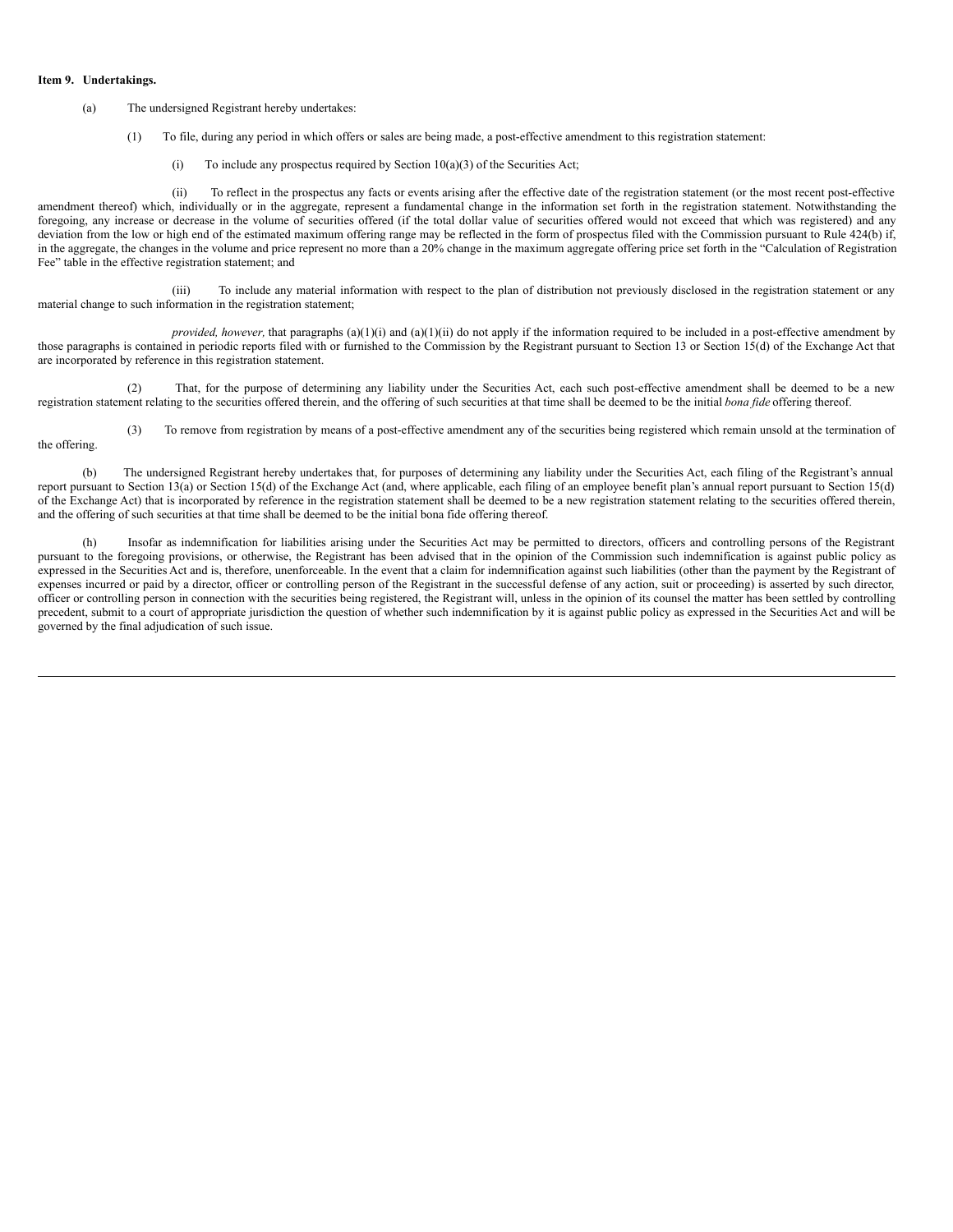**Item 9. Undertakings.**

(a) The undersigned Registrant hereby undertakes:

(1) To file, during any period in which offers or sales are being made, a post-effective amendment to this registration statement:

(i) To include any prospectus required by Section 10(a)(3) of the Securities Act;

(ii) To reflect in the prospectus any facts or events arising after the effective date of the registration statement (or the most recent post-effective amendment thereof) which, individually or in the aggregate, represent a fundamental change in the information set forth in the registration statement. Notwithstanding the foregoing, any increase or decrease in the volume of securities offered (if the total dollar value of securities offered would not exceed that which was registered) and any deviation from the low or high end of the estimated maximum offering range may be reflected in the form of prospectus filed with the Commission pursuant to Rule 424(b) if, in the aggregate, the changes in the volume and price represent no more than a 20% change in the maximum aggregate offering price set forth in the "Calculation of Registration Fee" table in the effective registration statement; and

(iii) To include any material information with respect to the plan of distribution not previously disclosed in the registration statement or any material change to such information in the registration statement;

*provided, however,* that paragraphs (a)(1)(i) and (a)(1)(ii) do not apply if the information required to be included in a post-effective amendment by those paragraphs is contained in periodic reports filed with or furnished to the Commission by the Registrant pursuant to Section 13 or Section 15(d) of the Exchange Act that are incorporated by reference in this registration statement.

(2) That, for the purpose of determining any liability under the Securities Act, each such post-effective amendment shall be deemed to be a new registration statement relating to the securities offered therein, and the offering of such securities at that time shall be deemed to be the initial *bona fide* offering thereof.

(3) To remove from registration by means of a post-effective amendment any of the securities being registered which remain unsold at the termination of the offering.

(b) The undersigned Registrant hereby undertakes that, for purposes of determining any liability under the Securities Act, each filing of the Registrant's annual report pursuant to Section 13(a) or Section 15(d) of the Exchange Act (and, where applicable, each filing of an employee benefit plan's annual report pursuant to Section 15(d) of the Exchange Act) that is incorporated by reference in the registration statement shall be deemed to be a new registration statement relating to the securities offered therein, and the offering of such securities at that time shall be deemed to be the initial bona fide offering thereof.

(h) Insofar as indemnification for liabilities arising under the Securities Act may be permitted to directors, officers and controlling persons of the Registrant pursuant to the foregoing provisions, or otherwise, the Registrant has been advised that in the opinion of the Commission such indemnification is against public policy as expressed in the Securities Act and is, therefore, unenforceable. In the event that a claim for indemnification against such liabilities (other than the payment by the Registrant of expenses incurred or paid by a director, officer or controlling person of the Registrant in the successful defense of any action, suit or proceeding) is asserted by such director, officer or controlling person in connection with the securities being registered, the Registrant will, unless in the opinion of its counsel the matter has been settled by controlling precedent, submit to a court of appropriate jurisdiction the question of whether such indemnification by it is against public policy as expressed in the Securities Act and will be governed by the final adjudication of such issue.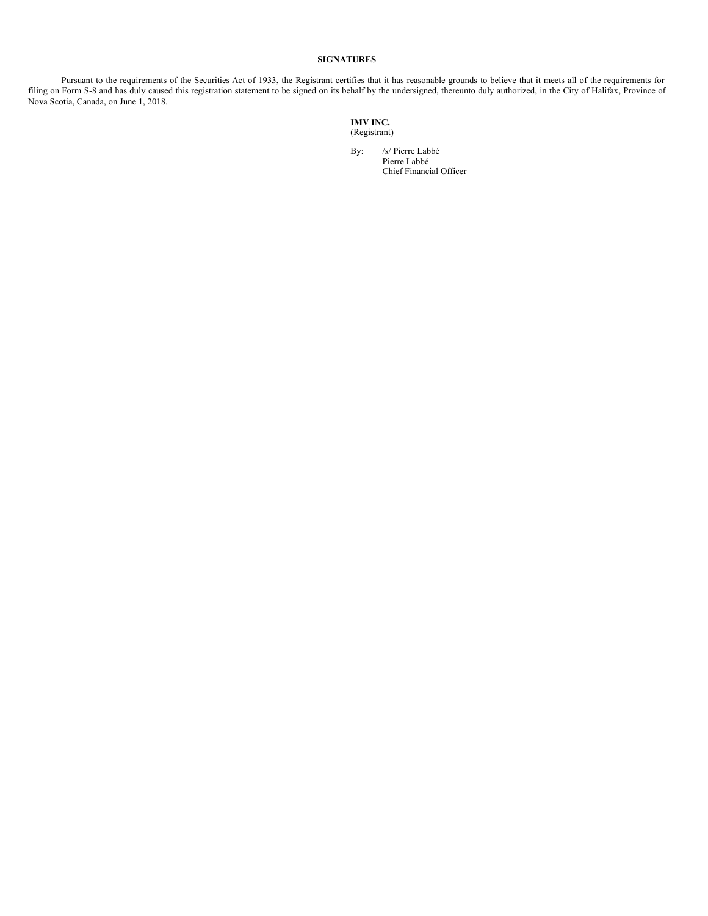**SIGNATURES**

Pursuant to the requirements of the Securities Act of 1933, the Registrant certifies that it has reasonable grounds to believe that it meets all of the requirements for filing on Form S-8 and has duly caused this registration statement to be signed on its behalf by the undersigned, thereunto duly authorized, in the City of Halifax, Province of Nova Scotia, Canada, on June 1, 2018.

**IMV INC.**
(Registrant)

By: /s/ Pierre Labbé
Pierre Labbé
Chief Financial Officer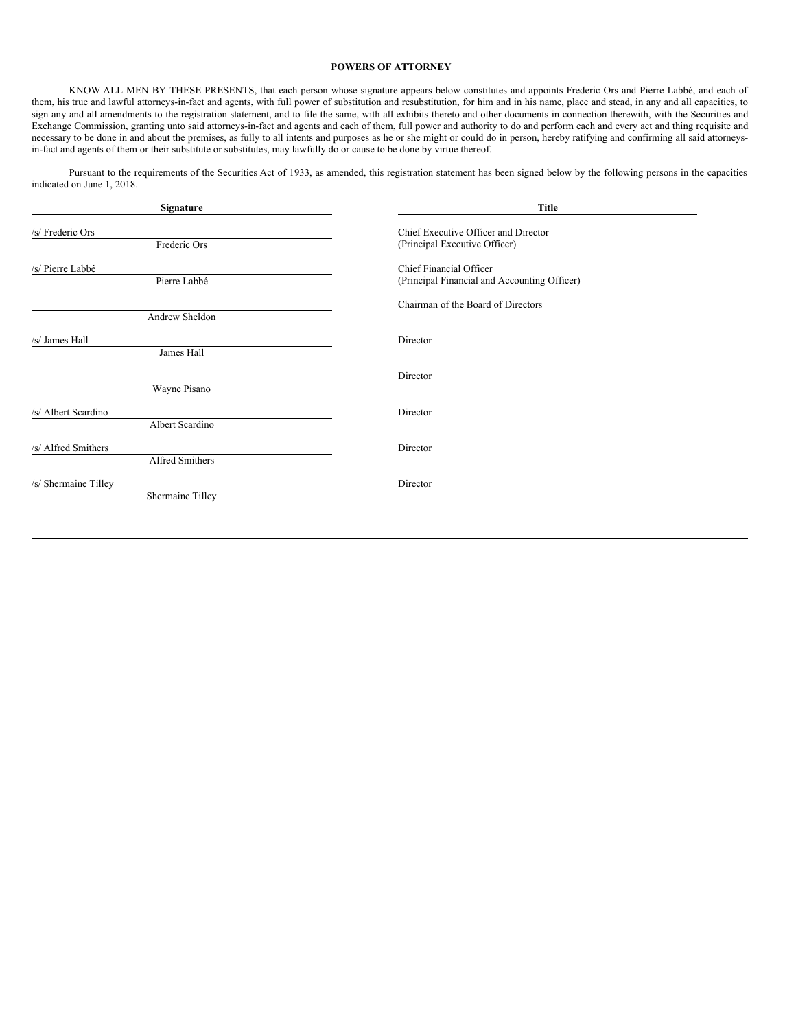**POWERS OF ATTORNEY**

KNOW ALL MEN BY THESE PRESENTS, that each person whose signature appears below constitutes and appoints Frederic Ors and Pierre Labbé, and each of them, his true and lawful attorneys-in-fact and agents, with full power of substitution and resubstitution, for him and in his name, place and stead, in any and all capacities, to sign any and all amendments to the registration statement, and to file the same, with all exhibits thereto and other documents in connection therewith, with the Securities and Exchange Commission, granting unto said attorneys-in-fact and agents and each of them, full power and authority to do and perform each and every act and thing requisite and necessary to be done in and about the premises, as fully to all intents and purposes as he or she might or could do in person, hereby ratifying and confirming all said attorneys-in-fact and agents of them or their substitute or substitutes, may lawfully do or cause to be done by virtue thereof.

Pursuant to the requirements of the Securities Act of 1933, as amended, this registration statement has been signed below by the following persons in the capacities indicated on June 1, 2018.

| Signature | Title |
|---|---|
| /s/ Frederic Ors<br>Frederic Ors | Chief Executive Officer and Director<br>(Principal Executive Officer) |
| /s/ Pierre Labbé<br>Pierre Labbé | Chief Financial Officer<br>(Principal Financial and Accounting Officer) |
| Andrew Sheldon | Chairman of the Board of Directors |
| /s/ James Hall<br>James Hall | Director |
| Wayne Pisano | Director |
| /s/ Albert Scardino<br>Albert Scardino | Director |
| /s/ Alfred Smithers<br>Alfred Smithers | Director |
| /s/ Shermaine Tilley<br>Shermaine Tilley | Director |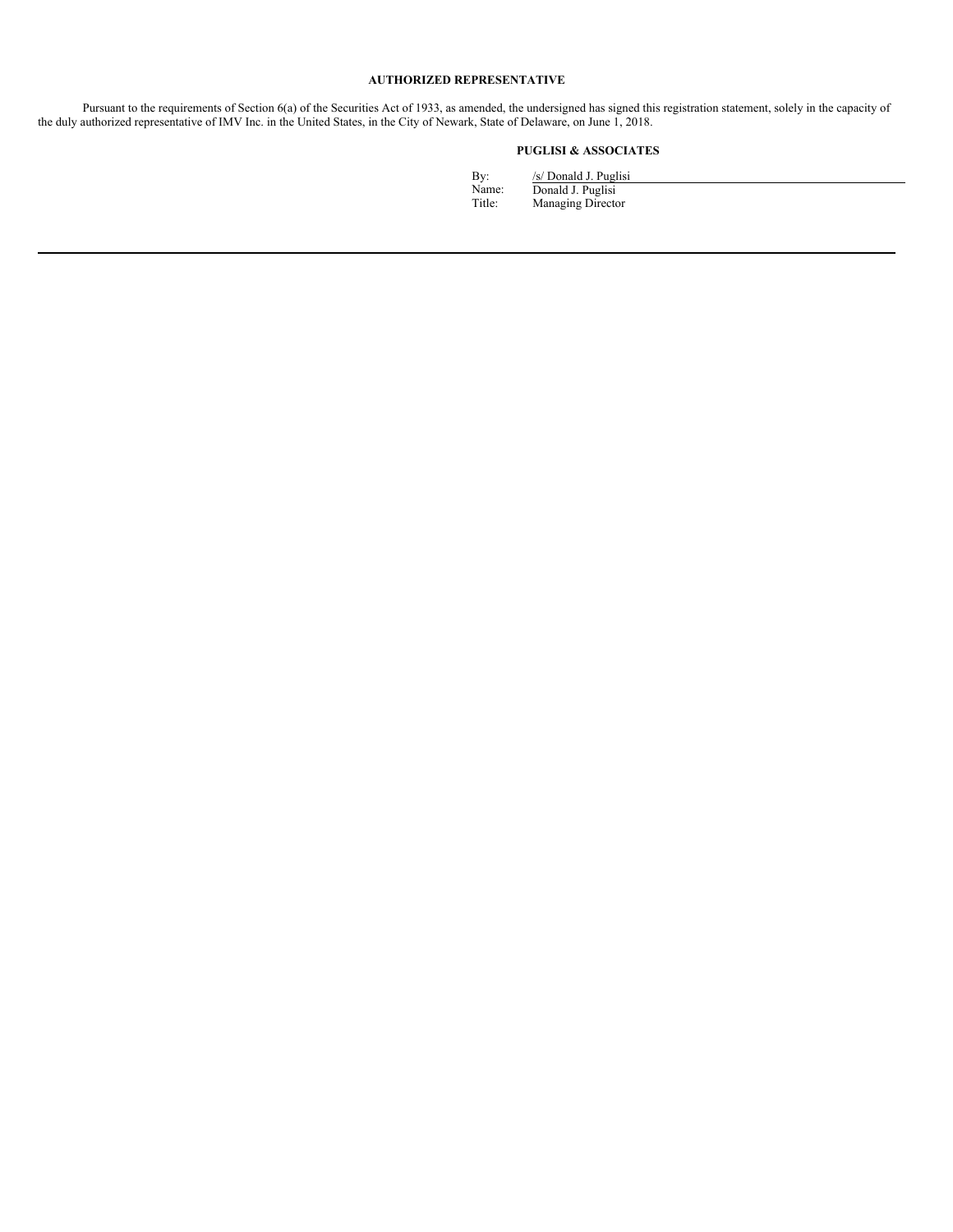## AUTHORIZED REPRESENTATIVE

Pursuant to the requirements of Section 6(a) of the Securities Act of 1933, as amended, the undersigned has signed this registration statement, solely in the capacity of the duly authorized representative of IMV Inc. in the United States, in the City of Newark, State of Delaware, on June 1, 2018.

**PUGLISI & ASSOCIATES**

By: /s/ Donald J. Puglisi
Name: Donald J. Puglisi
Title: Managing Director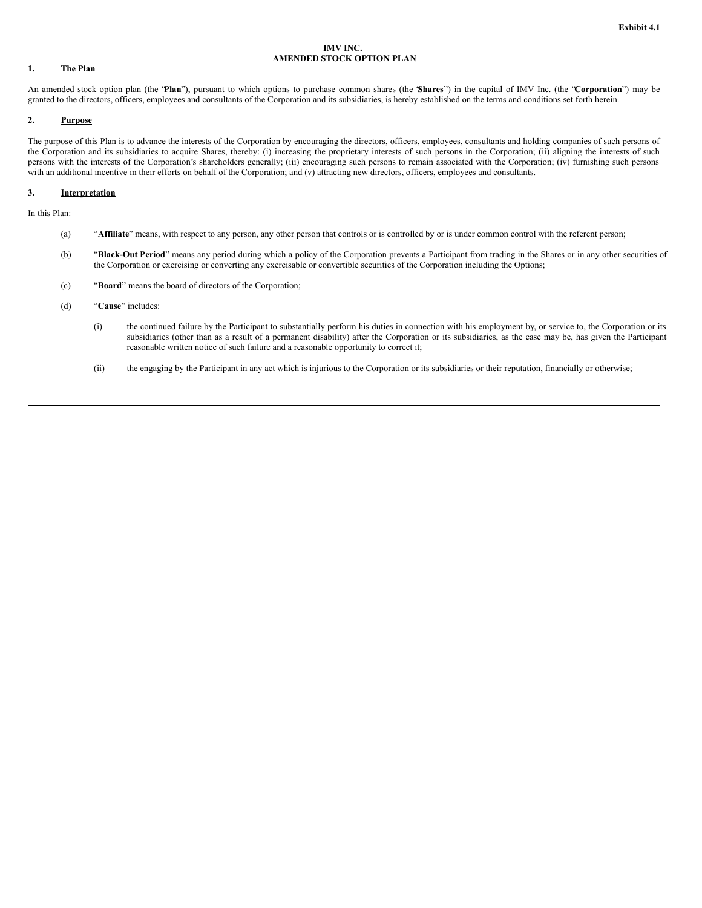Exhibit 4.1

# IMV INC.
# AMENDED STOCK OPTION PLAN

## 1. The Plan

An amended stock option plan (the "**Plan**"), pursuant to which options to purchase common shares (the "**Shares**") in the capital of IMV Inc. (the "**Corporation**") may be granted to the directors, officers, employees and consultants of the Corporation and its subsidiaries, is hereby established on the terms and conditions set forth herein.

## 2. Purpose

The purpose of this Plan is to advance the interests of the Corporation by encouraging the directors, officers, employees, consultants and holding companies of such persons of the Corporation and its subsidiaries to acquire Shares, thereby: (i) increasing the proprietary interests of such persons in the Corporation; (ii) aligning the interests of such persons with the interests of the Corporation's shareholders generally; (iii) encouraging such persons to remain associated with the Corporation; (iv) furnishing such persons with an additional incentive in their efforts on behalf of the Corporation; and (v) attracting new directors, officers, employees and consultants.

## 3. Interpretation

In this Plan:

(a) "**Affiliate**" means, with respect to any person, any other person that controls or is controlled by or is under common control with the referent person;

(b) "**Black-Out Period**" means any period during which a policy of the Corporation prevents a Participant from trading in the Shares or in any other securities of the Corporation or exercising or converting any exercisable or convertible securities of the Corporation including the Options;

(c) "**Board**" means the board of directors of the Corporation;

(d) "**Cause**" includes:

(i) the continued failure by the Participant to substantially perform his duties in connection with his employment by, or service to, the Corporation or its subsidiaries (other than as a result of a permanent disability) after the Corporation or its subsidiaries, as the case may be, has given the Participant reasonable written notice of such failure and a reasonable opportunity to correct it;

(ii) the engaging by the Participant in any act which is injurious to the Corporation or its subsidiaries or their reputation, financially or otherwise;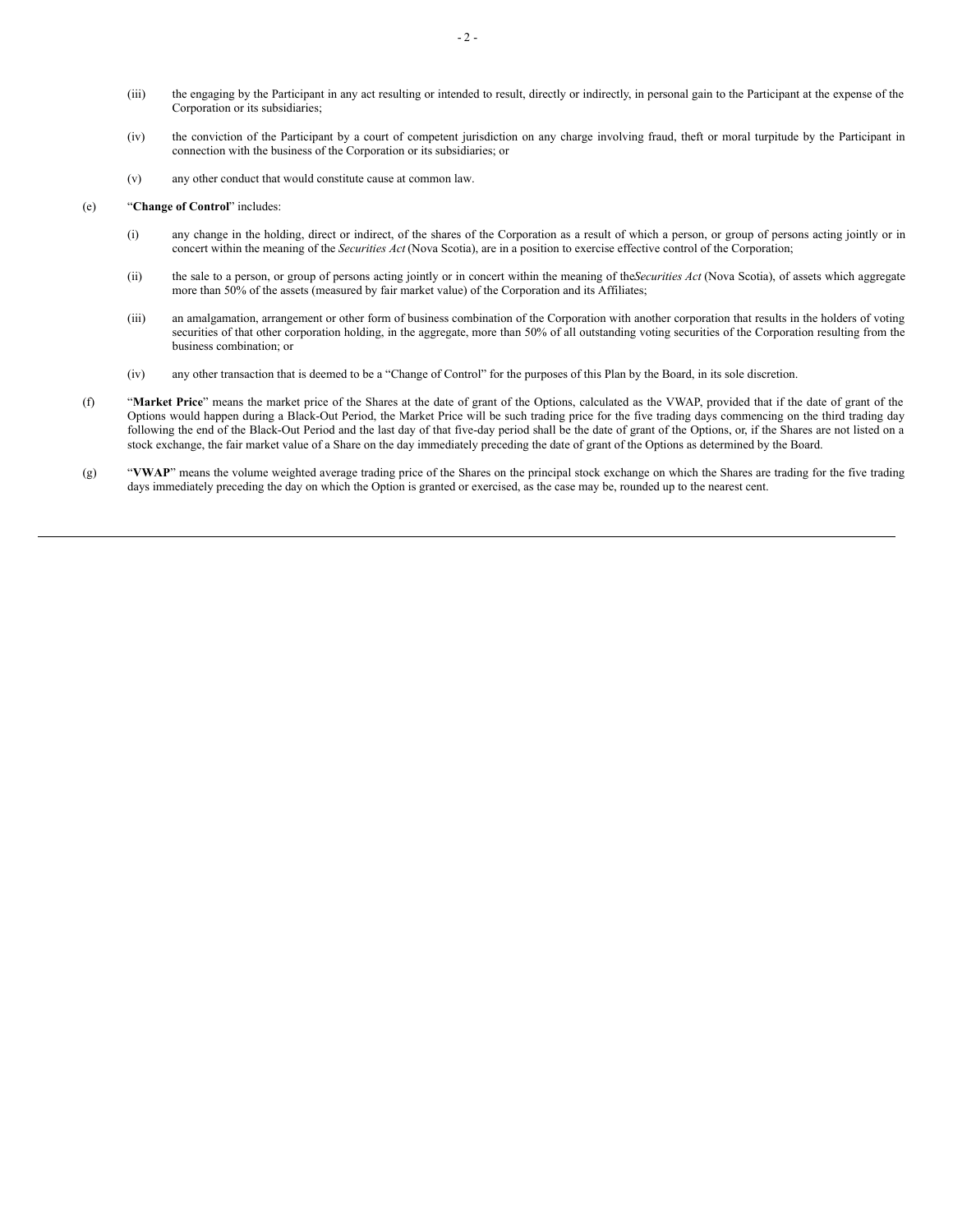(iii) the engaging by the Participant in any act resulting or intended to result, directly or indirectly, in personal gain to the Participant at the expense of the Corporation or its subsidiaries;

(iv) the conviction of the Participant by a court of competent jurisdiction on any charge involving fraud, theft or moral turpitude by the Participant in connection with the business of the Corporation or its subsidiaries; or

(v) any other conduct that would constitute cause at common law.

(e) "**Change of Control**" includes:

(i) any change in the holding, direct or indirect, of the shares of the Corporation as a result of which a person, or group of persons acting jointly or in concert within the meaning of the *Securities Act* (Nova Scotia), are in a position to exercise effective control of the Corporation;

(ii) the sale to a person, or group of persons acting jointly or in concert within the meaning of the *Securities Act* (Nova Scotia), of assets which aggregate more than 50% of the assets (measured by fair market value) of the Corporation and its Affiliates;

(iii) an amalgamation, arrangement or other form of business combination of the Corporation with another corporation that results in the holders of voting securities of that other corporation holding, in the aggregate, more than 50% of all outstanding voting securities of the Corporation resulting from the business combination; or

(iv) any other transaction that is deemed to be a "Change of Control" for the purposes of this Plan by the Board, in its sole discretion.

(f) "**Market Price**" means the market price of the Shares at the date of grant of the Options, calculated as the VWAP, provided that if the date of grant of the Options would happen during a Black-Out Period, the Market Price will be such trading price for the five trading days commencing on the third trading day following the end of the Black-Out Period and the last day of that five-day period shall be the date of grant of the Options, or, if the Shares are not listed on a stock exchange, the fair market value of a Share on the day immediately preceding the date of grant of the Options as determined by the Board.

(g) "**VWAP**" means the volume weighted average trading price of the Shares on the principal stock exchange on which the Shares are trading for the five trading days immediately preceding the day on which the Option is granted or exercised, as the case may be, rounded up to the nearest cent.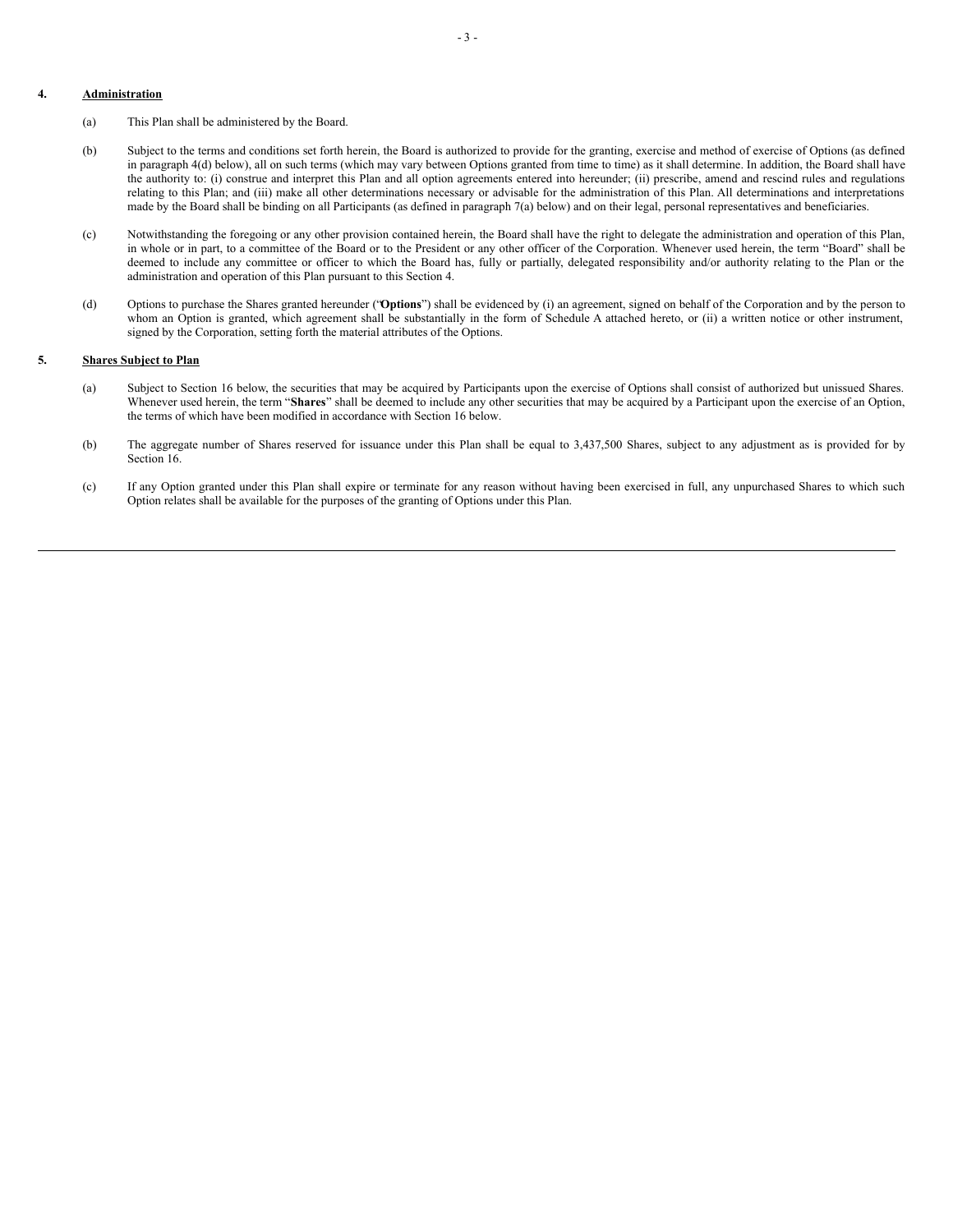## 4. Administration

(a) This Plan shall be administered by the Board.

(b) Subject to the terms and conditions set forth herein, the Board is authorized to provide for the granting, exercise and method of exercise of Options (as defined in paragraph 4(d) below), all on such terms (which may vary between Options granted from time to time) as it shall determine. In addition, the Board shall have the authority to: (i) construe and interpret this Plan and all option agreements entered into hereunder; (ii) prescribe, amend and rescind rules and regulations relating to this Plan; and (iii) make all other determinations necessary or advisable for the administration of this Plan. All determinations and interpretations made by the Board shall be binding on all Participants (as defined in paragraph 7(a) below) and on their legal, personal representatives and beneficiaries.

(c) Notwithstanding the foregoing or any other provision contained herein, the Board shall have the right to delegate the administration and operation of this Plan, in whole or in part, to a committee of the Board or to the President or any other officer of the Corporation. Whenever used herein, the term "Board" shall be deemed to include any committee or officer to which the Board has, fully or partially, delegated responsibility and/or authority relating to the Plan or the administration and operation of this Plan pursuant to this Section 4.

(d) Options to purchase the Shares granted hereunder ("**Options**") shall be evidenced by (i) an agreement, signed on behalf of the Corporation and by the person to whom an Option is granted, which agreement shall be substantially in the form of Schedule A attached hereto, or (ii) a written notice or other instrument, signed by the Corporation, setting forth the material attributes of the Options.

## 5. Shares Subject to Plan

(a) Subject to Section 16 below, the securities that may be acquired by Participants upon the exercise of Options shall consist of authorized but unissued Shares. Whenever used herein, the term "**Shares**" shall be deemed to include any other securities that may be acquired by a Participant upon the exercise of an Option, the terms of which have been modified in accordance with Section 16 below.

(b) The aggregate number of Shares reserved for issuance under this Plan shall be equal to 3,437,500 Shares, subject to any adjustment as is provided for by Section 16.

(c) If any Option granted under this Plan shall expire or terminate for any reason without having been exercised in full, any unpurchased Shares to which such Option relates shall be available for the purposes of the granting of Options under this Plan.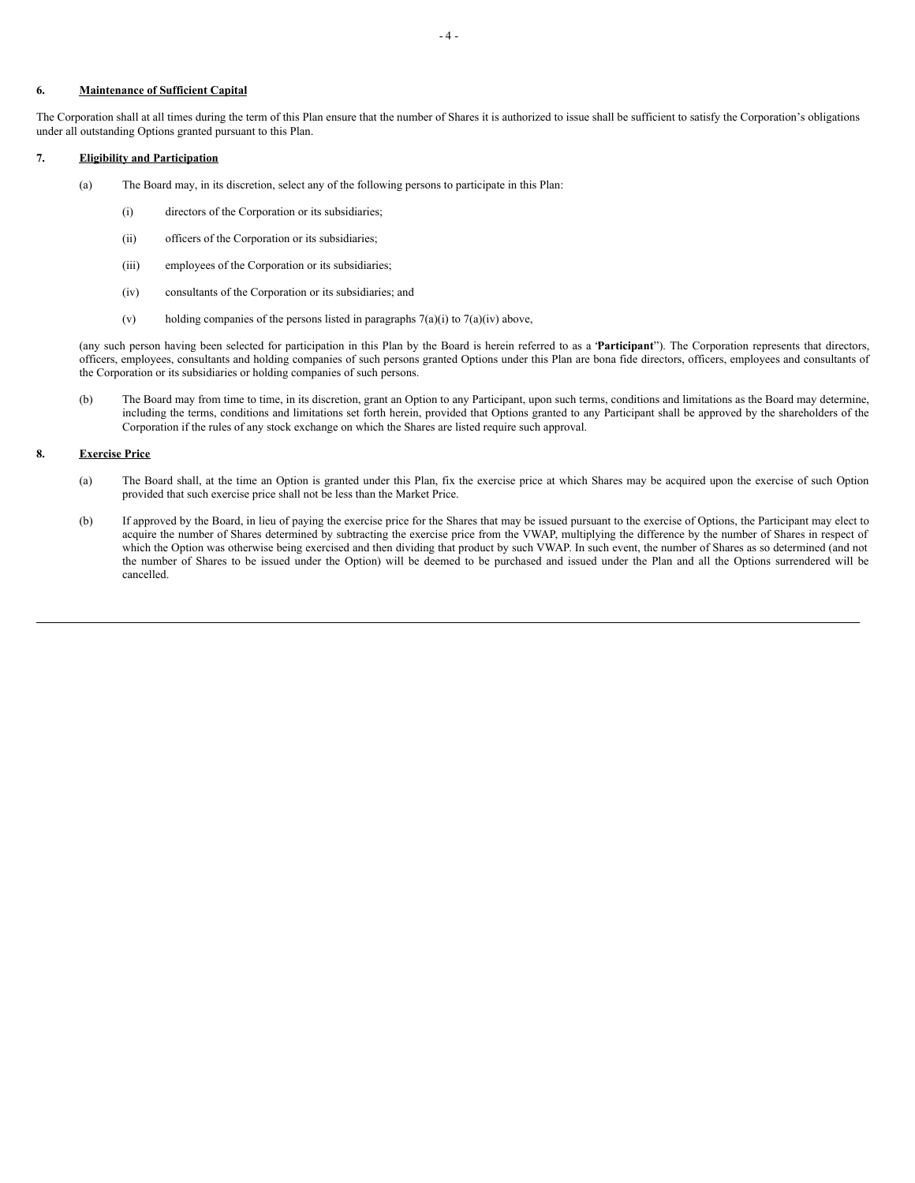## 6. Maintenance of Sufficient Capital

The Corporation shall at all times during the term of this Plan ensure that the number of Shares it is authorized to issue shall be sufficient to satisfy the Corporation's obligations under all outstanding Options granted pursuant to this Plan.

## 7. Eligibility and Participation

(a) The Board may, in its discretion, select any of the following persons to participate in this Plan:

   (i) directors of the Corporation or its subsidiaries;

   (ii) officers of the Corporation or its subsidiaries;

   (iii) employees of the Corporation or its subsidiaries;

   (iv) consultants of the Corporation or its subsidiaries; and

   (v) holding companies of the persons listed in paragraphs 7(a)(i) to 7(a)(iv) above,

(any such person having been selected for participation in this Plan by the Board is herein referred to as a '**Participant**"). The Corporation represents that directors, officers, employees, consultants and holding companies of such persons granted Options under this Plan are bona fide directors, officers, employees and consultants of the Corporation or its subsidiaries or holding companies of such persons.

(b) The Board may from time to time, in its discretion, grant an Option to any Participant, upon such terms, conditions and limitations as the Board may determine, including the terms, conditions and limitations set forth herein, provided that Options granted to any Participant shall be approved by the shareholders of the Corporation if the rules of any stock exchange on which the Shares are listed require such approval.

## 8. Exercise Price

(a) The Board shall, at the time an Option is granted under this Plan, fix the exercise price at which Shares may be acquired upon the exercise of such Option provided that such exercise price shall not be less than the Market Price.

(b) If approved by the Board, in lieu of paying the exercise price for the Shares that may be issued pursuant to the exercise of Options, the Participant may elect to acquire the number of Shares determined by subtracting the exercise price from the VWAP, multiplying the difference by the number of Shares in respect of which the Option was otherwise being exercised and then dividing that product by such VWAP. In such event, the number of Shares as so determined (and not the number of Shares to be issued under the Option) will be deemed to be purchased and issued under the Plan and all the Options surrendered will be cancelled.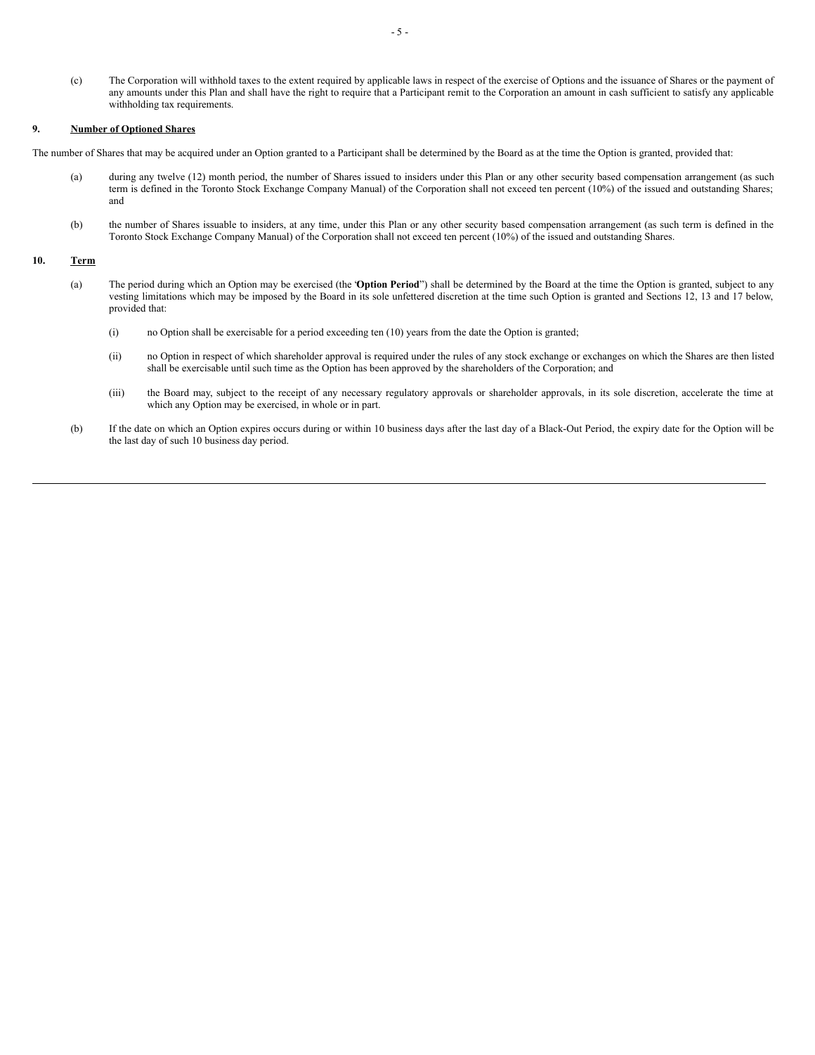(c) The Corporation will withhold taxes to the extent required by applicable laws in respect of the exercise of Options and the issuance of Shares or the payment of any amounts under this Plan and shall have the right to require that a Participant remit to the Corporation an amount in cash sufficient to satisfy any applicable withholding tax requirements.

## 9. Number of Optioned Shares

The number of Shares that may be acquired under an Option granted to a Participant shall be determined by the Board as at the time the Option is granted, provided that:

(a) during any twelve (12) month period, the number of Shares issued to insiders under this Plan or any other security based compensation arrangement (as such term is defined in the Toronto Stock Exchange Company Manual) of the Corporation shall not exceed ten percent (10%) of the issued and outstanding Shares; and

(b) the number of Shares issuable to insiders, at any time, under this Plan or any other security based compensation arrangement (as such term is defined in the Toronto Stock Exchange Company Manual) of the Corporation shall not exceed ten percent (10%) of the issued and outstanding Shares.

## 10. Term

(a) The period during which an Option may be exercised (the "**Option Period**") shall be determined by the Board at the time the Option is granted, subject to any vesting limitations which may be imposed by the Board in its sole unfettered discretion at the time such Option is granted and Sections 12, 13 and 17 below, provided that:

(i) no Option shall be exercisable for a period exceeding ten (10) years from the date the Option is granted;

(ii) no Option in respect of which shareholder approval is required under the rules of any stock exchange or exchanges on which the Shares are then listed shall be exercisable until such time as the Option has been approved by the shareholders of the Corporation; and

(iii) the Board may, subject to the receipt of any necessary regulatory approvals or shareholder approvals, in its sole discretion, accelerate the time at which any Option may be exercised, in whole or in part.

(b) If the date on which an Option expires occurs during or within 10 business days after the last day of a Black-Out Period, the expiry date for the Option will be the last day of such 10 business day period.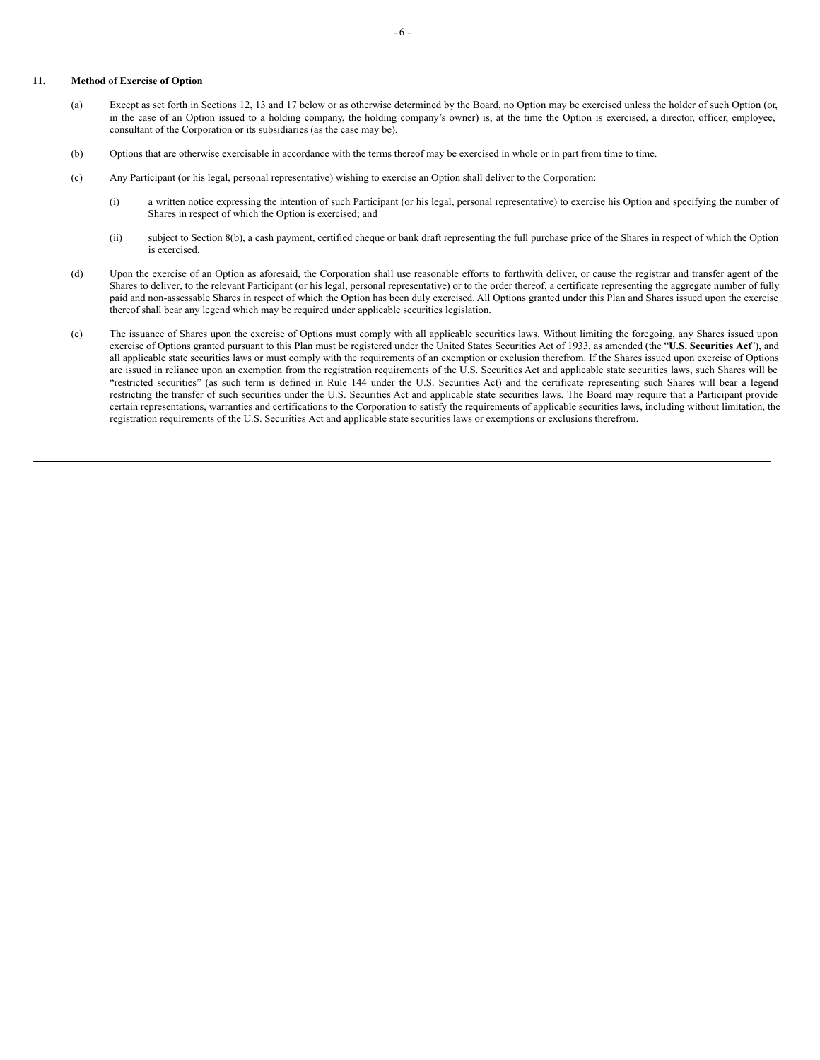## 11. Method of Exercise of Option

(a) Except as set forth in Sections 12, 13 and 17 below or as otherwise determined by the Board, no Option may be exercised unless the holder of such Option (or, in the case of an Option issued to a holding company, the holding company's owner) is, at the time the Option is exercised, a director, officer, employee, consultant of the Corporation or its subsidiaries (as the case may be).

(b) Options that are otherwise exercisable in accordance with the terms thereof may be exercised in whole or in part from time to time.

(c) Any Participant (or his legal, personal representative) wishing to exercise an Option shall deliver to the Corporation:

(i) a written notice expressing the intention of such Participant (or his legal, personal representative) to exercise his Option and specifying the number of Shares in respect of which the Option is exercised; and

(ii) subject to Section 8(b), a cash payment, certified cheque or bank draft representing the full purchase price of the Shares in respect of which the Option is exercised.

(d) Upon the exercise of an Option as aforesaid, the Corporation shall use reasonable efforts to forthwith deliver, or cause the registrar and transfer agent of the Shares to deliver, to the relevant Participant (or his legal, personal representative) or to the order thereof, a certificate representing the aggregate number of fully paid and non-assessable Shares in respect of which the Option has been duly exercised. All Options granted under this Plan and Shares issued upon the exercise thereof shall bear any legend which may be required under applicable securities legislation.

(e) The issuance of Shares upon the exercise of Options must comply with all applicable securities laws. Without limiting the foregoing, any Shares issued upon exercise of Options granted pursuant to this Plan must be registered under the United States Securities Act of 1933, as amended (the "**U.S. Securities Act**"), and all applicable state securities laws or must comply with the requirements of an exemption or exclusion therefrom. If the Shares issued upon exercise of Options are issued in reliance upon an exemption from the registration requirements of the U.S. Securities Act and applicable state securities laws, such Shares will be "restricted securities" (as such term is defined in Rule 144 under the U.S. Securities Act) and the certificate representing such Shares will bear a legend restricting the transfer of such securities under the U.S. Securities Act and applicable state securities laws. The Board may require that a Participant provide certain representations, warranties and certifications to the Corporation to satisfy the requirements of applicable securities laws, including without limitation, the registration requirements of the U.S. Securities Act and applicable state securities laws or exemptions or exclusions therefrom.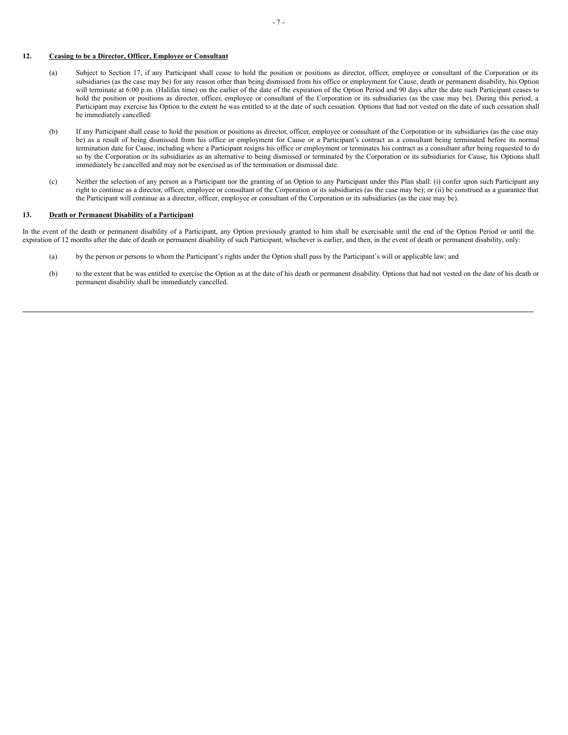## 12. Ceasing to be a Director, Officer, Employee or Consultant

(a) Subject to Section 17, if any Participant shall cease to hold the position or positions as director, officer, employee or consultant of the Corporation or its subsidiaries (as the case may be) for any reason other than being dismissed from his office or employment for Cause, death or permanent disability, his Option will terminate at 6:00 p.m. (Halifax time) on the earlier of the date of the expiration of the Option Period and 90 days after the date such Participant ceases to hold the position or positions as director, officer, employee or consultant of the Corporation or its subsidiaries (as the case may be). During this period, a Participant may exercise his Option to the extent he was entitled to at the date of such cessation. Options that had not vested on the date of such cessation shall be immediately cancelled.

(b) If any Participant shall cease to hold the position or positions as director, officer, employee or consultant of the Corporation or its subsidiaries (as the case may be) as a result of being dismissed from his office or employment for Cause or a Participant's contract as a consultant being terminated before its normal termination date for Cause, including where a Participant resigns his office or employment or terminates his contract as a consultant after being requested to do so by the Corporation or its subsidiaries as an alternative to being dismissed or terminated by the Corporation or its subsidiaries for Cause, his Options shall immediately be cancelled and may not be exercised as of the termination or dismissal date.

(c) Neither the selection of any person as a Participant nor the granting of an Option to any Participant under this Plan shall: (i) confer upon such Participant any right to continue as a director, officer, employee or consultant of the Corporation or its subsidiaries (as the case may be); or (ii) be construed as a guarantee that the Participant will continue as a director, officer, employee or consultant of the Corporation or its subsidiaries (as the case may be).

## 13. Death or Permanent Disability of a Participant

In the event of the death or permanent disability of a Participant, any Option previously granted to him shall be exercisable until the end of the Option Period or until the expiration of 12 months after the date of death or permanent disability of such Participant, whichever is earlier, and then, in the event of death or permanent disability, only:

(a) by the person or persons to whom the Participant's rights under the Option shall pass by the Participant's will or applicable law; and

(b) to the extent that he was entitled to exercise the Option as at the date of his death or permanent disability. Options that had not vested on the date of his death or permanent disability shall be immediately cancelled.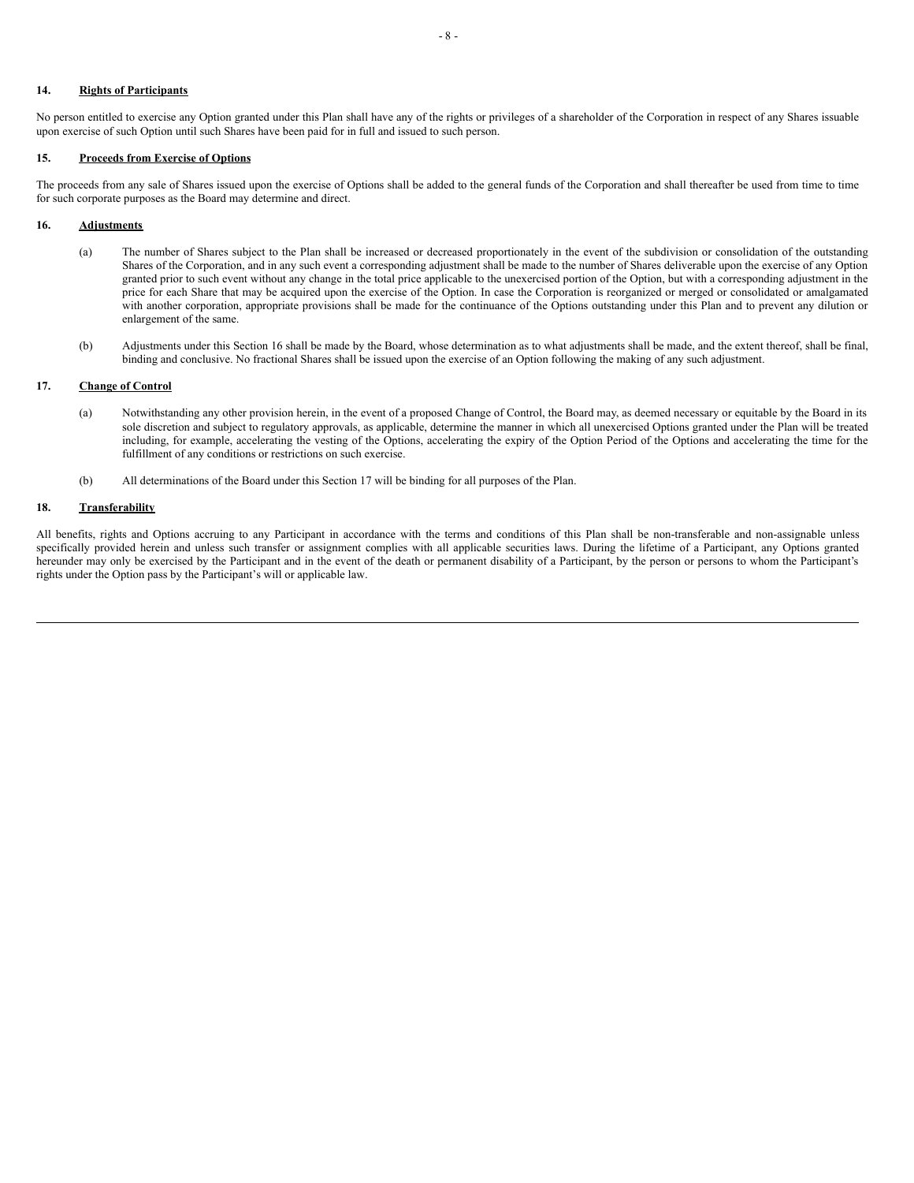## 14. Rights of Participants

No person entitled to exercise any Option granted under this Plan shall have any of the rights or privileges of a shareholder of the Corporation in respect of any Shares issuable upon exercise of such Option until such Shares have been paid for in full and issued to such person.

## 15. Proceeds from Exercise of Options

The proceeds from any sale of Shares issued upon the exercise of Options shall be added to the general funds of the Corporation and shall thereafter be used from time to time for such corporate purposes as the Board may determine and direct.

## 16. Adjustments

(a) The number of Shares subject to the Plan shall be increased or decreased proportionately in the event of the subdivision or consolidation of the outstanding Shares of the Corporation, and in any such event a corresponding adjustment shall be made to the number of Shares deliverable upon the exercise of any Option granted prior to such event without any change in the total price applicable to the unexercised portion of the Option, but with a corresponding adjustment in the price for each Share that may be acquired upon the exercise of the Option. In case the Corporation is reorganized or merged or consolidated or amalgamated with another corporation, appropriate provisions shall be made for the continuance of the Options outstanding under this Plan and to prevent any dilution or enlargement of the same.

(b) Adjustments under this Section 16 shall be made by the Board, whose determination as to what adjustments shall be made, and the extent thereof, shall be final, binding and conclusive. No fractional Shares shall be issued upon the exercise of an Option following the making of any such adjustment.

## 17. Change of Control

(a) Notwithstanding any other provision herein, in the event of a proposed Change of Control, the Board may, as deemed necessary or equitable by the Board in its sole discretion and subject to regulatory approvals, as applicable, determine the manner in which all unexercised Options granted under the Plan will be treated including, for example, accelerating the vesting of the Options, accelerating the expiry of the Option Period of the Options and accelerating the time for the fulfillment of any conditions or restrictions on such exercise.

(b) All determinations of the Board under this Section 17 will be binding for all purposes of the Plan.

## 18. Transferability

All benefits, rights and Options accruing to any Participant in accordance with the terms and conditions of this Plan shall be non-transferable and non-assignable unless specifically provided herein and unless such transfer or assignment complies with all applicable securities laws. During the lifetime of a Participant, any Options granted hereunder may only be exercised by the Participant and in the event of the death or permanent disability of a Participant, by the person or persons to whom the Participant's rights under the Option pass by the Participant's will or applicable law.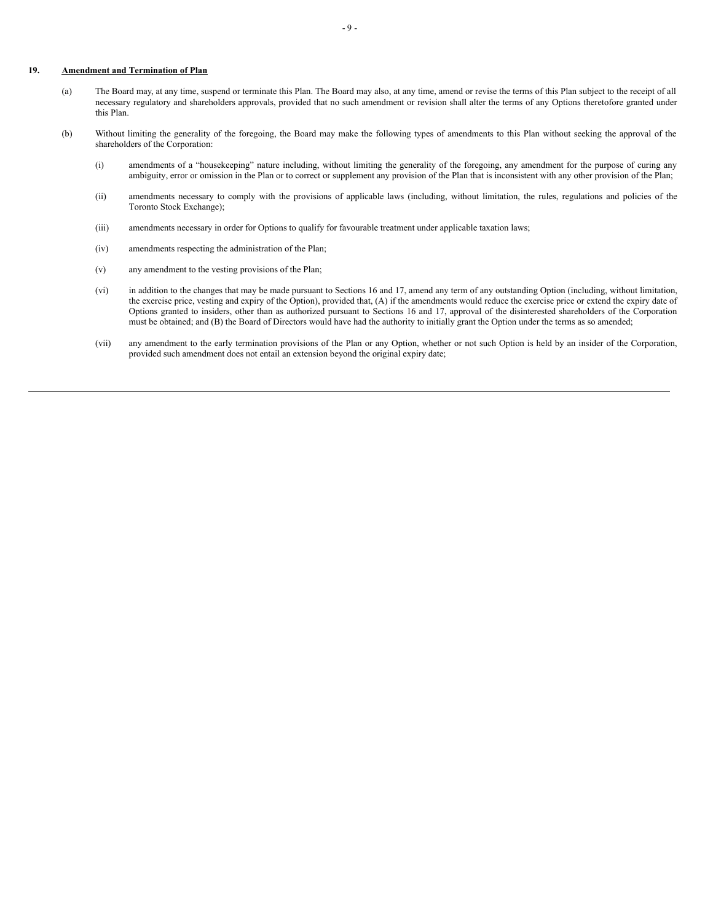## 19. Amendment and Termination of Plan

(a) The Board may, at any time, suspend or terminate this Plan. The Board may also, at any time, amend or revise the terms of this Plan subject to the receipt of all necessary regulatory and shareholders approvals, provided that no such amendment or revision shall alter the terms of any Options theretofore granted under this Plan.

(b) Without limiting the generality of the foregoing, the Board may make the following types of amendments to this Plan without seeking the approval of the shareholders of the Corporation:

- (i) amendments of a "housekeeping" nature including, without limiting the generality of the foregoing, any amendment for the purpose of curing any ambiguity, error or omission in the Plan or to correct or supplement any provision of the Plan that is inconsistent with any other provision of the Plan;
- (ii) amendments necessary to comply with the provisions of applicable laws (including, without limitation, the rules, regulations and policies of the Toronto Stock Exchange);
- (iii) amendments necessary in order for Options to qualify for favourable treatment under applicable taxation laws;
- (iv) amendments respecting the administration of the Plan;
- (v) any amendment to the vesting provisions of the Plan;
- (vi) in addition to the changes that may be made pursuant to Sections 16 and 17, amend any term of any outstanding Option (including, without limitation, the exercise price, vesting and expiry of the Option), provided that, (A) if the amendments would reduce the exercise price or extend the expiry date of Options granted to insiders, other than as authorized pursuant to Sections 16 and 17, approval of the disinterested shareholders of the Corporation must be obtained; and (B) the Board of Directors would have had the authority to initially grant the Option under the terms as so amended;
- (vii) any amendment to the early termination provisions of the Plan or any Option, whether or not such Option is held by an insider of the Corporation, provided such amendment does not entail an extension beyond the original expiry date;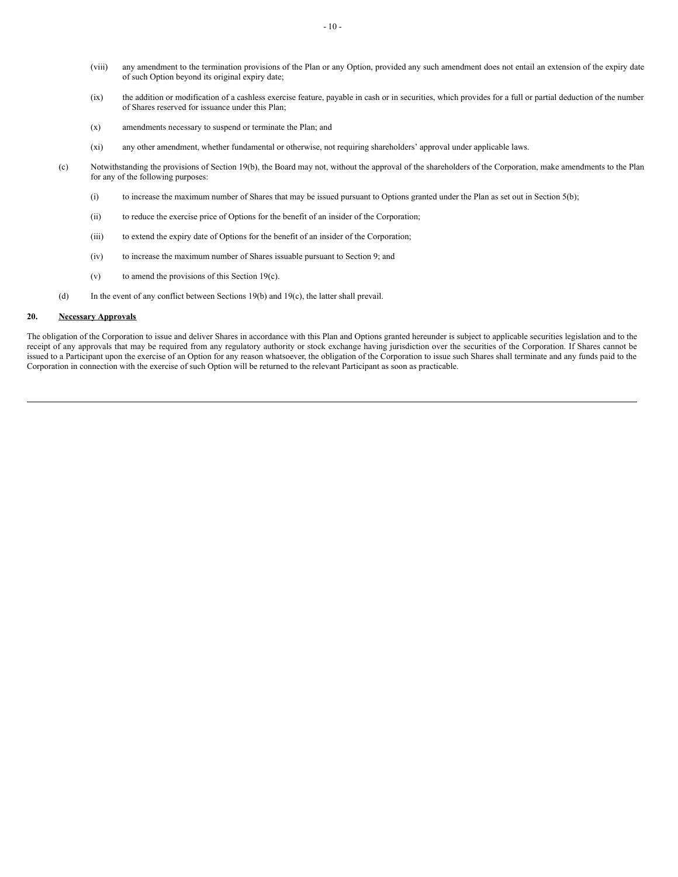(viii) any amendment to the termination provisions of the Plan or any Option, provided any such amendment does not entail an extension of the expiry date of such Option beyond its original expiry date;

(ix) the addition or modification of a cashless exercise feature, payable in cash or in securities, which provides for a full or partial deduction of the number of Shares reserved for issuance under this Plan;

(x) amendments necessary to suspend or terminate the Plan; and

(xi) any other amendment, whether fundamental or otherwise, not requiring shareholders' approval under applicable laws.

(c) Notwithstanding the provisions of Section 19(b), the Board may not, without the approval of the shareholders of the Corporation, make amendments to the Plan for any of the following purposes:

(i) to increase the maximum number of Shares that may be issued pursuant to Options granted under the Plan as set out in Section 5(b);

(ii) to reduce the exercise price of Options for the benefit of an insider of the Corporation;

(iii) to extend the expiry date of Options for the benefit of an insider of the Corporation;

(iv) to increase the maximum number of Shares issuable pursuant to Section 9; and

(v) to amend the provisions of this Section 19(c).

(d) In the event of any conflict between Sections 19(b) and 19(c), the latter shall prevail.

## 20. Necessary Approvals

The obligation of the Corporation to issue and deliver Shares in accordance with this Plan and Options granted hereunder is subject to applicable securities legislation and to the receipt of any approvals that may be required from any regulatory authority or stock exchange having jurisdiction over the securities of the Corporation. If Shares cannot be issued to a Participant upon the exercise of an Option for any reason whatsoever, the obligation of the Corporation to issue such Shares shall terminate and any funds paid to the Corporation in connection with the exercise of such Option will be returned to the relevant Participant as soon as practicable.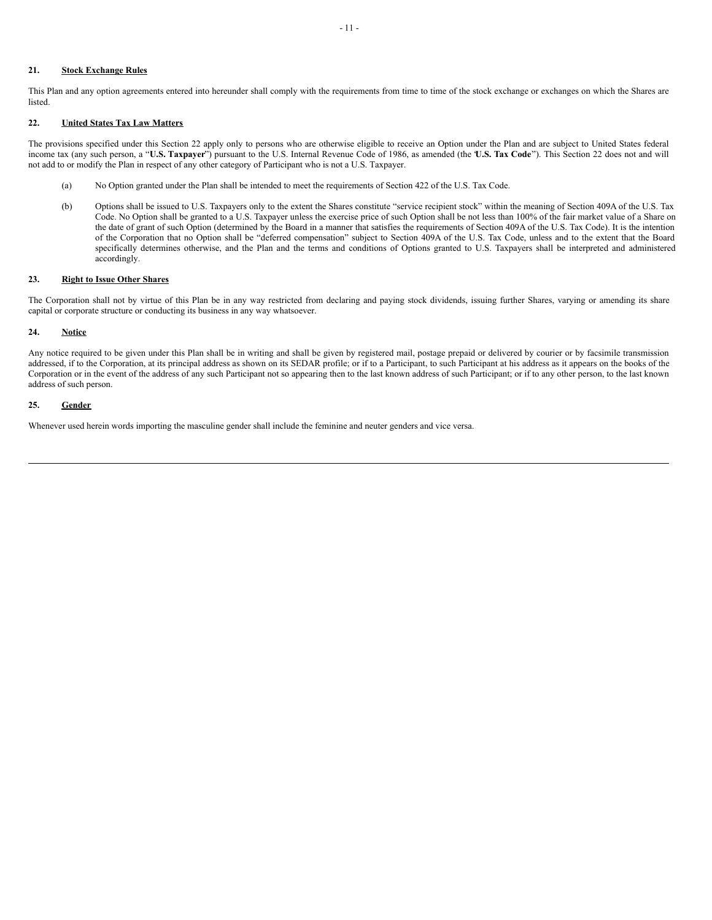### 21. Stock Exchange Rules

This Plan and any option agreements entered into hereunder shall comply with the requirements from time to time of the stock exchange or exchanges on which the Shares are listed.

### 22. United States Tax Law Matters

The provisions specified under this Section 22 apply only to persons who are otherwise eligible to receive an Option under the Plan and are subject to United States federal income tax (any such person, a "**U.S. Taxpayer**") pursuant to the U.S. Internal Revenue Code of 1986, as amended (the "**U.S. Tax Code**"). This Section 22 does not and will not add to or modify the Plan in respect of any other category of Participant who is not a U.S. Taxpayer.

(a) No Option granted under the Plan shall be intended to meet the requirements of Section 422 of the U.S. Tax Code.

(b) Options shall be issued to U.S. Taxpayers only to the extent the Shares constitute "service recipient stock" within the meaning of Section 409A of the U.S. Tax Code. No Option shall be granted to a U.S. Taxpayer unless the exercise price of such Option shall be not less than 100% of the fair market value of a Share on the date of grant of such Option (determined by the Board in a manner that satisfies the requirements of Section 409A of the U.S. Tax Code). It is the intention of the Corporation that no Option shall be "deferred compensation" subject to Section 409A of the U.S. Tax Code, unless and to the extent that the Board specifically determines otherwise, and the Plan and the terms and conditions of Options granted to U.S. Taxpayers shall be interpreted and administered accordingly.

### 23. Right to Issue Other Shares

The Corporation shall not by virtue of this Plan be in any way restricted from declaring and paying stock dividends, issuing further Shares, varying or amending its share capital or corporate structure or conducting its business in any way whatsoever.

### 24. Notice

Any notice required to be given under this Plan shall be in writing and shall be given by registered mail, postage prepaid or delivered by courier or by facsimile transmission addressed, if to the Corporation, at its principal address as shown on its SEDAR profile; or if to a Participant, to such Participant at his address as it appears on the books of the Corporation or in the event of the address of any such Participant not so appearing then to the last known address of such Participant; or if to any other person, to the last known address of such person.

### 25. Gender

Whenever used herein words importing the masculine gender shall include the feminine and neuter genders and vice versa.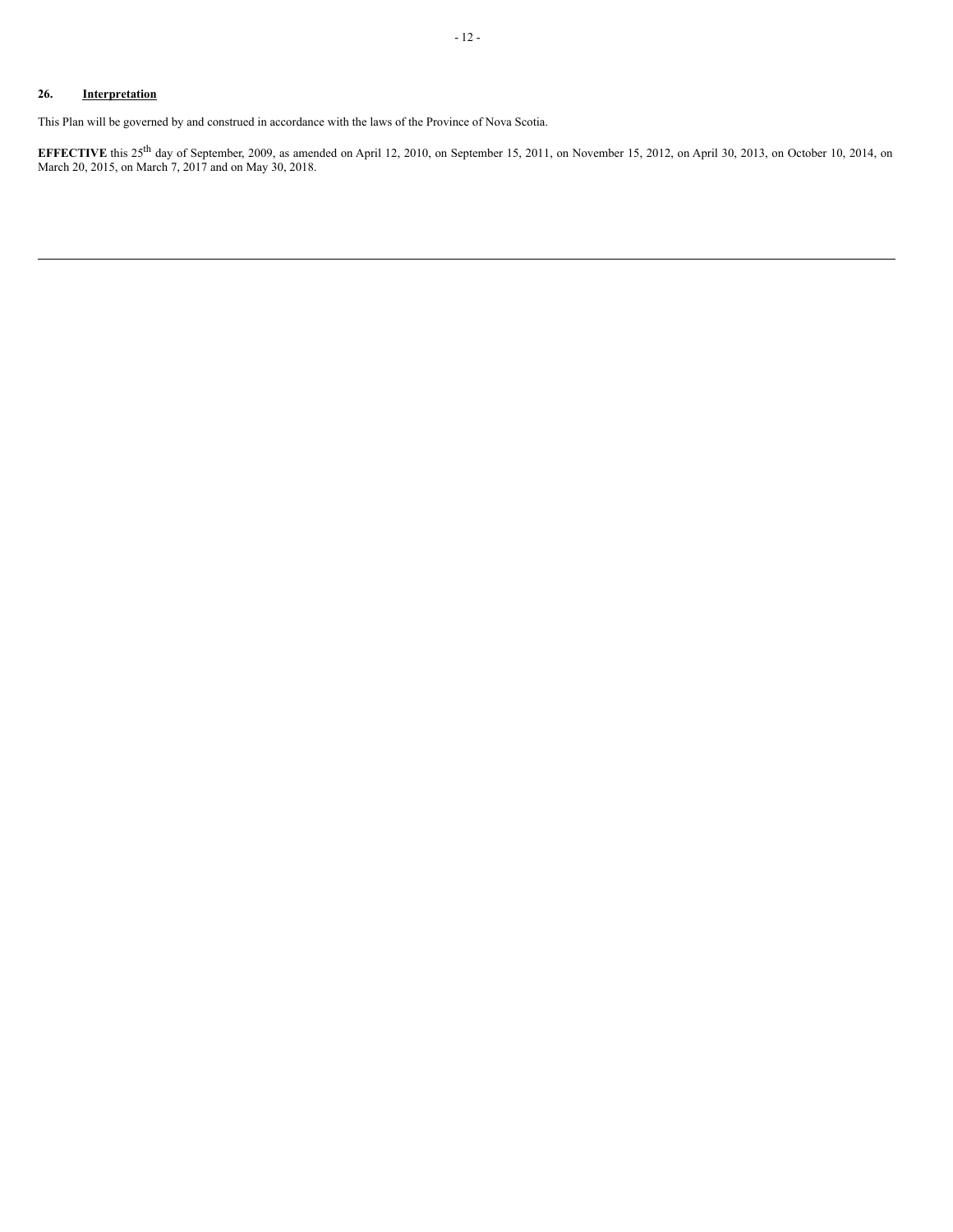## 26. Interpretation

This Plan will be governed by and construed in accordance with the laws of the Province of Nova Scotia.

**EFFECTIVE** this 25th day of September, 2009, as amended on April 12, 2010, on September 15, 2011, on November 15, 2012, on April 30, 2013, on October 10, 2014, on March 20, 2015, on March 7, 2017 and on May 30, 2018.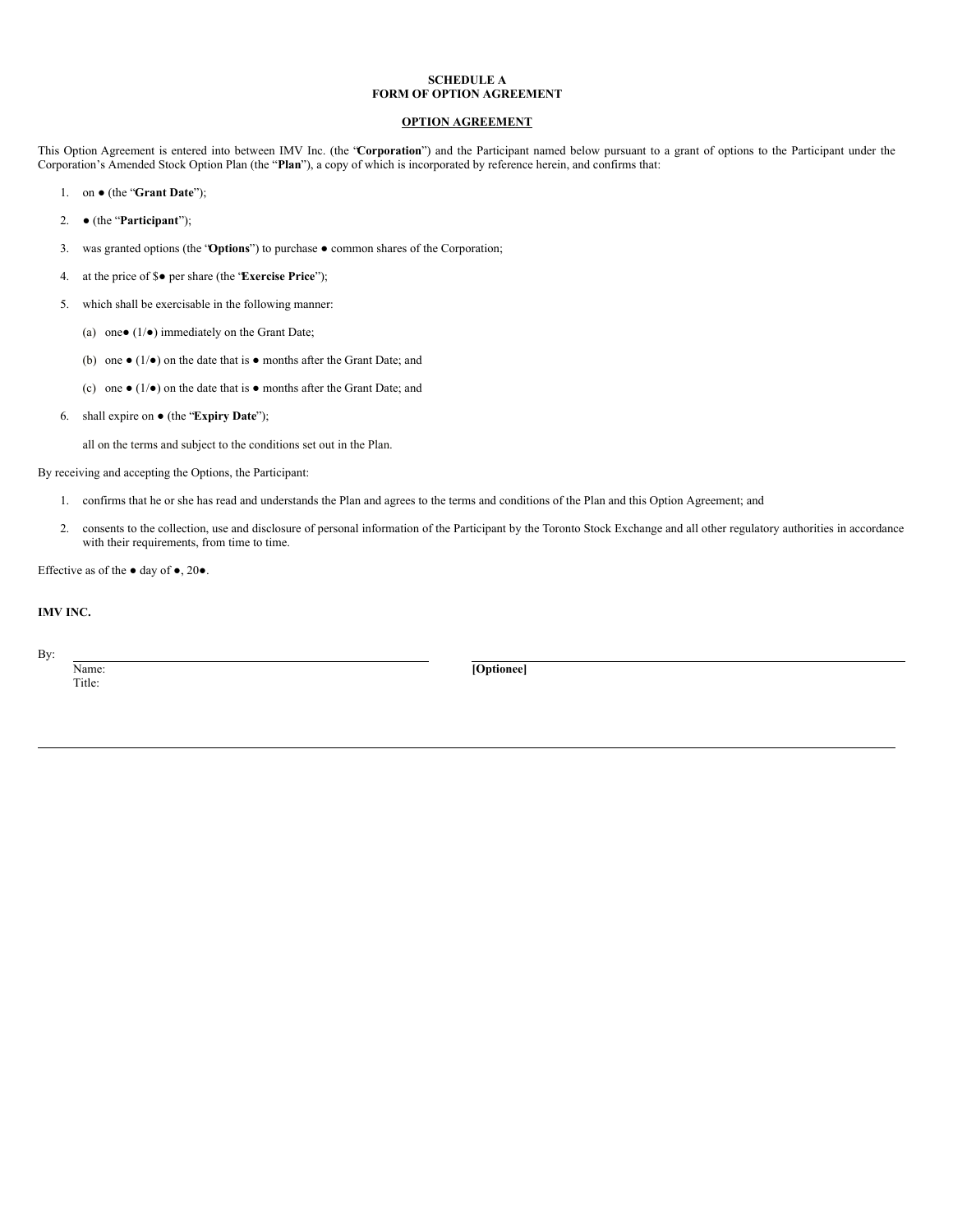**SCHEDULE A**
**FORM OF OPTION AGREEMENT**

**OPTION AGREEMENT**

This Option Agreement is entered into between IMV Inc. (the "**Corporation**") and the Participant named below pursuant to a grant of options to the Participant under the Corporation's Amended Stock Option Plan (the "**Plan**"), a copy of which is incorporated by reference herein, and confirms that:

1. on ● (the "**Grant Date**");
2. ● (the "**Participant**");
3. was granted options (the "**Options**") to purchase ● common shares of the Corporation;
4. at the price of $● per share (the "**Exercise Price**");
5. which shall be exercisable in the following manner:
   (a) one● (1/●) immediately on the Grant Date;
   (b) one ● (1/●) on the date that is ● months after the Grant Date; and
   (c) one ● (1/●) on the date that is ● months after the Grant Date; and
6. shall expire on ● (the "**Expiry Date**");

   all on the terms and subject to the conditions set out in the Plan.

By receiving and accepting the Options, the Participant:

1. confirms that he or she has read and understands the Plan and agrees to the terms and conditions of the Plan and this Option Agreement; and
2. consents to the collection, use and disclosure of personal information of the Participant by the Toronto Stock Exchange and all other regulatory authorities in accordance with their requirements, from time to time.

Effective as of the ● day of ●, 20●.

**IMV INC.**

By: ______________________________
Name:
Title:

______________________________
**[Optionee]**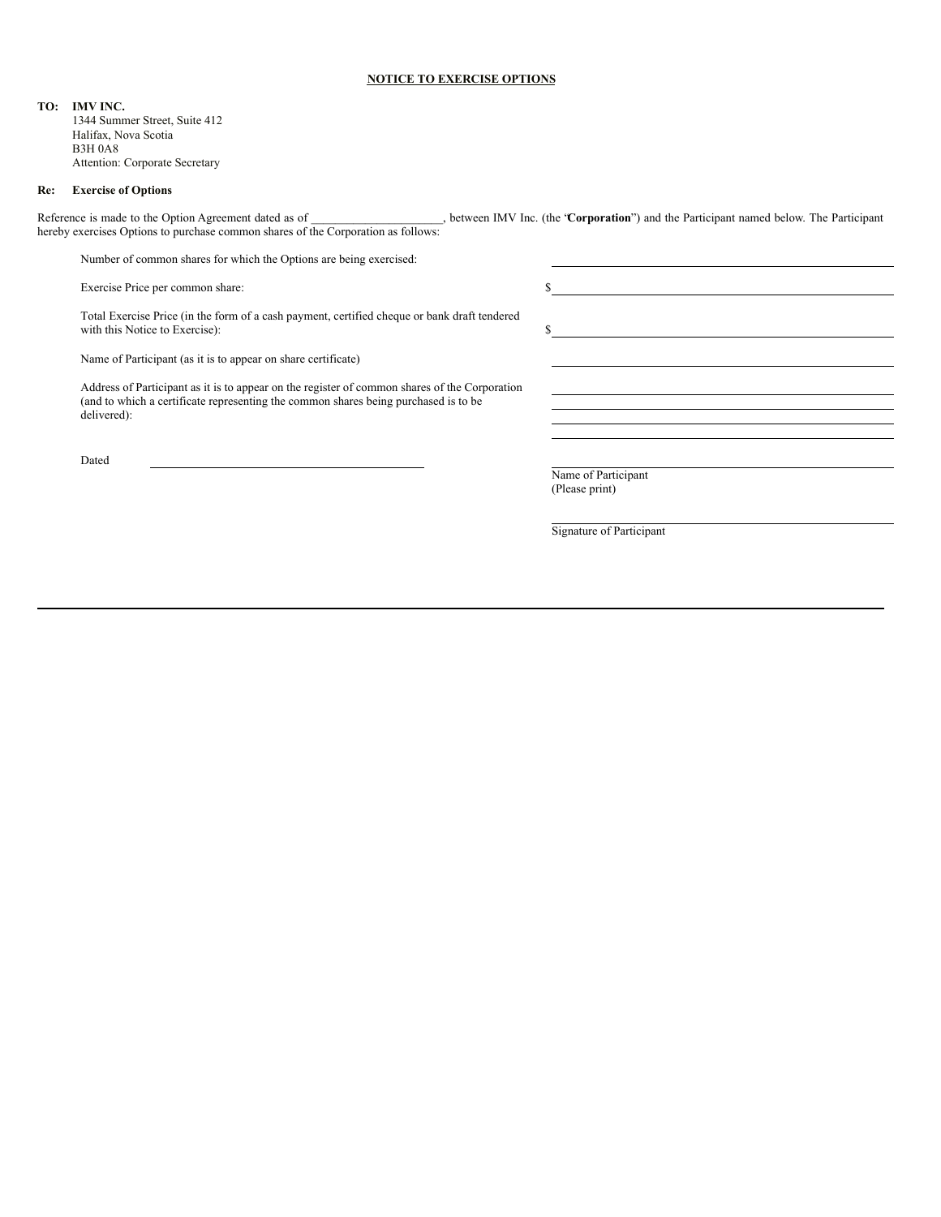**NOTICE TO EXERCISE OPTIONS**

**TO: IMV INC.**
1344 Summer Street, Suite 412
Halifax, Nova Scotia
B3H 0A8
Attention: Corporate Secretary

**Re: Exercise of Options**

Reference is made to the Option Agreement dated as of ______________________, between IMV Inc. (the "**Corporation**") and the Participant named below. The Participant hereby exercises Options to purchase common shares of the Corporation as follows:

| | |
|---|---|
| Number of common shares for which the Options are being exercised: | ______________________ |
| Exercise Price per common share: | $______________________ |
| Total Exercise Price (in the form of a cash payment, certified cheque or bank draft tendered with this Notice to Exercise): | $______________________ |
| Name of Participant (as it is to appear on share certificate) | ______________________ |
| Address of Participant as it is to appear on the register of common shares of the Corporation (and to which a certificate representing the common shares being purchased is to be delivered): | ______________________<br>______________________<br>______________________<br>______________________ |

Dated ______________________

______________________
Name of Participant
(Please print)

______________________
Signature of Participant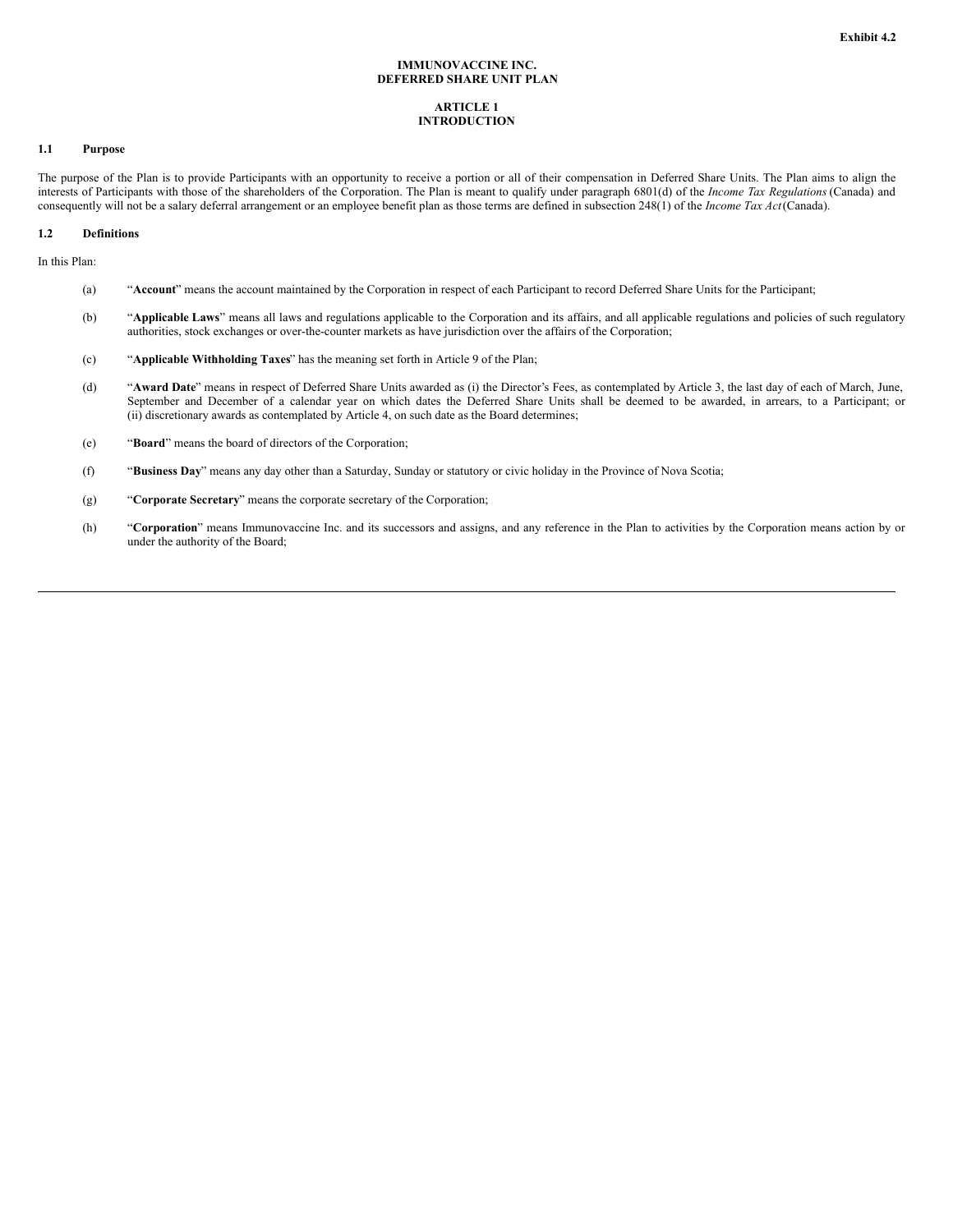**Exhibit 4.2**

# IMMUNOVACCINE INC.
# DEFERRED SHARE UNIT PLAN

## ARTICLE 1
## INTRODUCTION

### 1.1 Purpose

The purpose of the Plan is to provide Participants with an opportunity to receive a portion or all of their compensation in Deferred Share Units. The Plan aims to align the interests of Participants with those of the shareholders of the Corporation. The Plan is meant to qualify under paragraph 6801(d) of the *Income Tax Regulations* (Canada) and consequently will not be a salary deferral arrangement or an employee benefit plan as those terms are defined in subsection 248(1) of the *Income Tax Act* (Canada).

### 1.2 Definitions

In this Plan:

(a) "**Account**" means the account maintained by the Corporation in respect of each Participant to record Deferred Share Units for the Participant;

(b) "**Applicable Laws**" means all laws and regulations applicable to the Corporation and its affairs, and all applicable regulations and policies of such regulatory authorities, stock exchanges or over-the-counter markets as have jurisdiction over the affairs of the Corporation;

(c) "**Applicable Withholding Taxes**" has the meaning set forth in Article 9 of the Plan;

(d) "**Award Date**" means in respect of Deferred Share Units awarded as (i) the Director's Fees, as contemplated by Article 3, the last day of each of March, June, September and December of a calendar year on which dates the Deferred Share Units shall be deemed to be awarded, in arrears, to a Participant; or (ii) discretionary awards as contemplated by Article 4, on such date as the Board determines;

(e) "**Board**" means the board of directors of the Corporation;

(f) "**Business Day**" means any day other than a Saturday, Sunday or statutory or civic holiday in the Province of Nova Scotia;

(g) "**Corporate Secretary**" means the corporate secretary of the Corporation;

(h) "**Corporation**" means Immunovaccine Inc. and its successors and assigns, and any reference in the Plan to activities by the Corporation means action by or under the authority of the Board;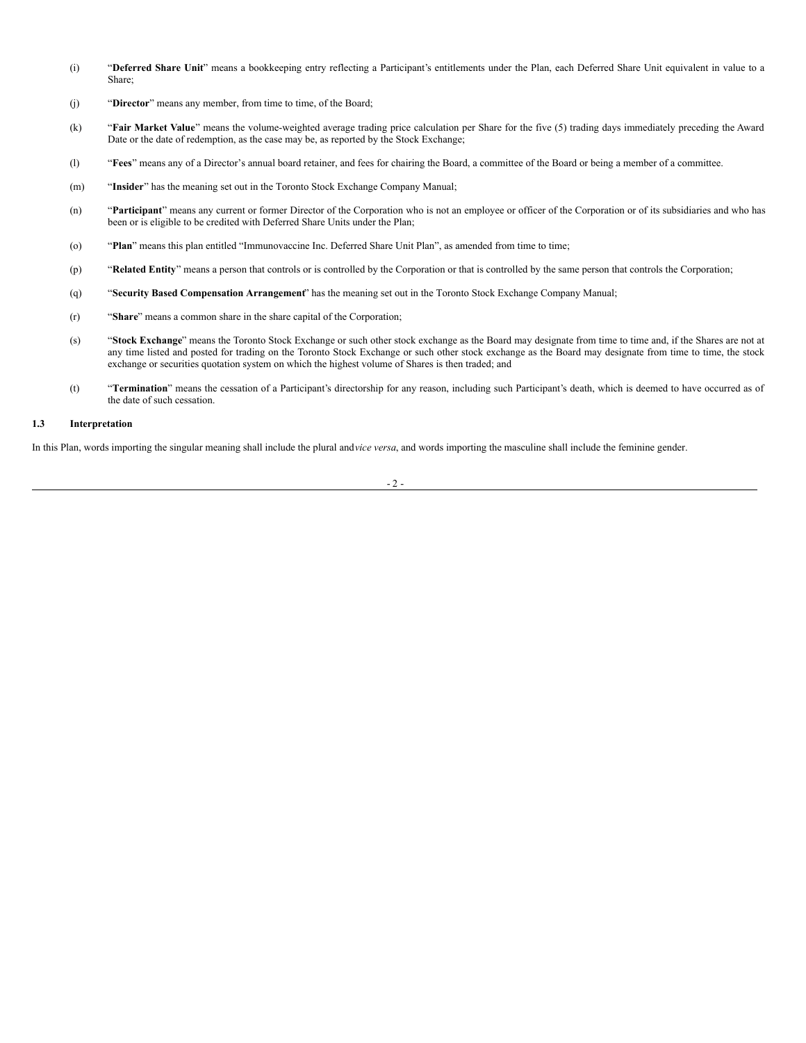(i) "**Deferred Share Unit**" means a bookkeeping entry reflecting a Participant's entitlements under the Plan, each Deferred Share Unit equivalent in value to a Share;

(j) "**Director**" means any member, from time to time, of the Board;

(k) "**Fair Market Value**" means the volume-weighted average trading price calculation per Share for the five (5) trading days immediately preceding the Award Date or the date of redemption, as the case may be, as reported by the Stock Exchange;

(l) "**Fees**" means any of a Director's annual board retainer, and fees for chairing the Board, a committee of the Board or being a member of a committee.

(m) "**Insider**" has the meaning set out in the Toronto Stock Exchange Company Manual;

(n) "**Participant**" means any current or former Director of the Corporation who is not an employee or officer of the Corporation or of its subsidiaries and who has been or is eligible to be credited with Deferred Share Units under the Plan;

(o) "**Plan**" means this plan entitled "Immunovaccine Inc. Deferred Share Unit Plan", as amended from time to time;

(p) "**Related Entity**" means a person that controls or is controlled by the Corporation or that is controlled by the same person that controls the Corporation;

(q) "**Security Based Compensation Arrangement**" has the meaning set out in the Toronto Stock Exchange Company Manual;

(r) "**Share**" means a common share in the share capital of the Corporation;

(s) "**Stock Exchange**" means the Toronto Stock Exchange or such other stock exchange as the Board may designate from time to time and, if the Shares are not at any time listed and posted for trading on the Toronto Stock Exchange or such other stock exchange as the Board may designate from time to time, the stock exchange or securities quotation system on which the highest volume of Shares is then traded; and

(t) "**Termination**" means the cessation of a Participant's directorship for any reason, including such Participant's death, which is deemed to have occurred as of the date of such cessation.

### 1.3 Interpretation

In this Plan, words importing the singular meaning shall include the plural and *vice versa*, and words importing the masculine shall include the feminine gender.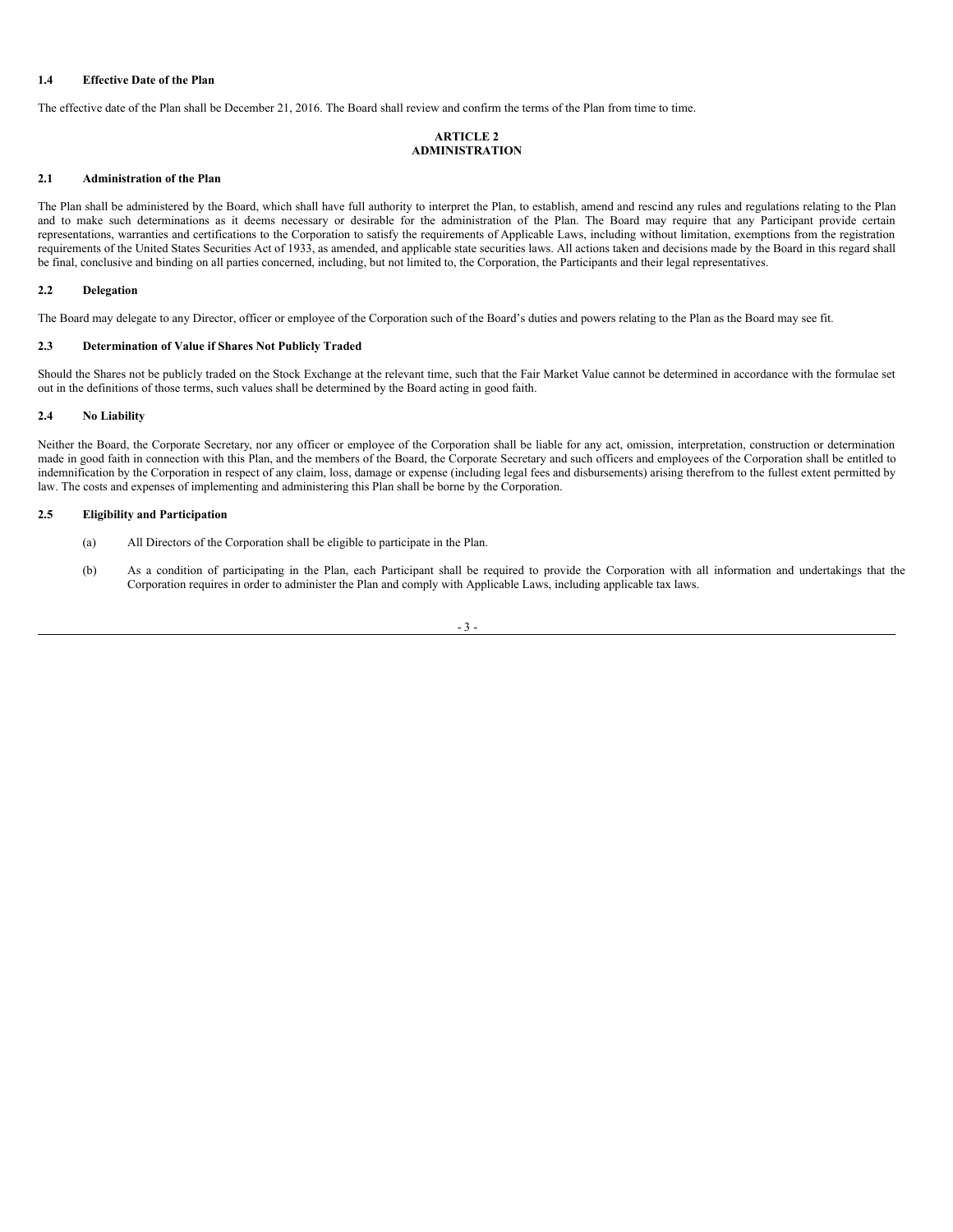### 1.4 Effective Date of the Plan

The effective date of the Plan shall be December 21, 2016. The Board shall review and confirm the terms of the Plan from time to time.

## ARTICLE 2
## ADMINISTRATION

### 2.1 Administration of the Plan

The Plan shall be administered by the Board, which shall have full authority to interpret the Plan, to establish, amend and rescind any rules and regulations relating to the Plan and to make such determinations as it deems necessary or desirable for the administration of the Plan. The Board may require that any Participant provide certain representations, warranties and certifications to the Corporation to satisfy the requirements of Applicable Laws, including without limitation, exemptions from the registration requirements of the United States Securities Act of 1933, as amended, and applicable state securities laws. All actions taken and decisions made by the Board in this regard shall be final, conclusive and binding on all parties concerned, including, but not limited to, the Corporation, the Participants and their legal representatives.

### 2.2 Delegation

The Board may delegate to any Director, officer or employee of the Corporation such of the Board's duties and powers relating to the Plan as the Board may see fit.

### 2.3 Determination of Value if Shares Not Publicly Traded

Should the Shares not be publicly traded on the Stock Exchange at the relevant time, such that the Fair Market Value cannot be determined in accordance with the formulae set out in the definitions of those terms, such values shall be determined by the Board acting in good faith.

### 2.4 No Liability

Neither the Board, the Corporate Secretary, nor any officer or employee of the Corporation shall be liable for any act, omission, interpretation, construction or determination made in good faith in connection with this Plan, and the members of the Board, the Corporate Secretary and such officers and employees of the Corporation shall be entitled to indemnification by the Corporation in respect of any claim, loss, damage or expense (including legal fees and disbursements) arising therefrom to the fullest extent permitted by law. The costs and expenses of implementing and administering this Plan shall be borne by the Corporation.

### 2.5 Eligibility and Participation

(a) All Directors of the Corporation shall be eligible to participate in the Plan.

(b) As a condition of participating in the Plan, each Participant shall be required to provide the Corporation with all information and undertakings that the Corporation requires in order to administer the Plan and comply with Applicable Laws, including applicable tax laws.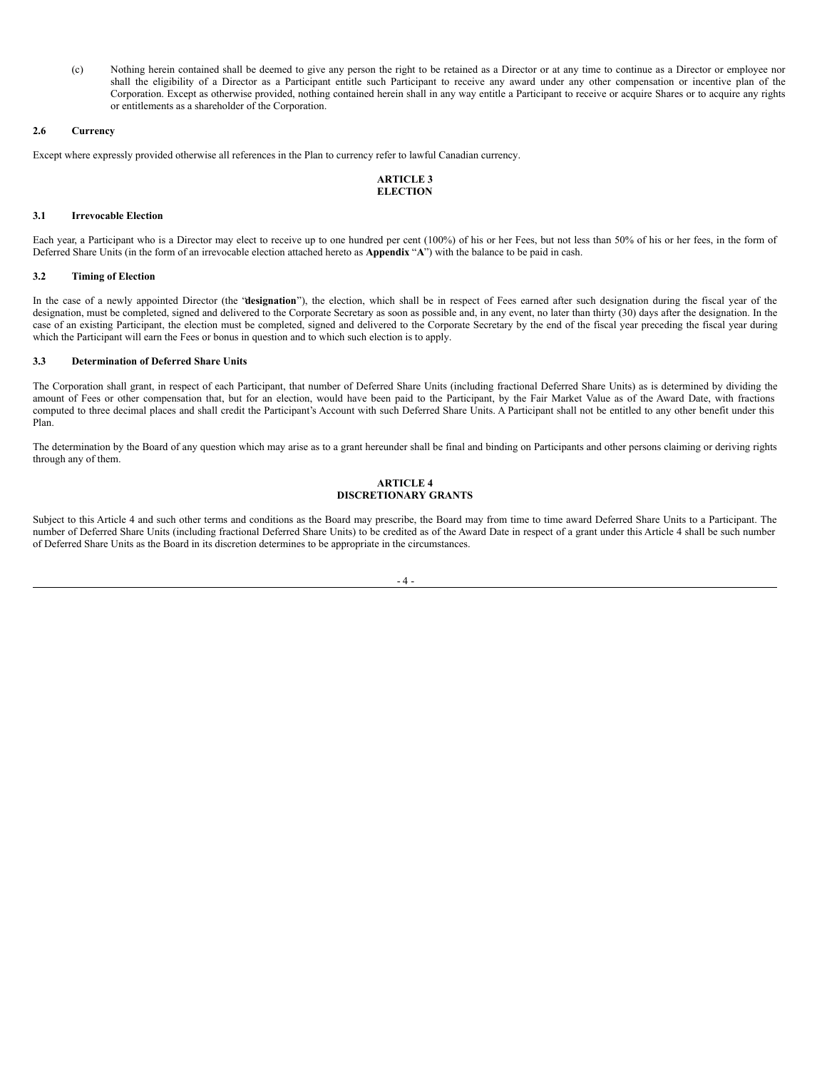(c) Nothing herein contained shall be deemed to give any person the right to be retained as a Director or at any time to continue as a Director or employee nor shall the eligibility of a Director as a Participant entitle such Participant to receive any award under any other compensation or incentive plan of the Corporation. Except as otherwise provided, nothing contained herein shall in any way entitle a Participant to receive or acquire Shares or to acquire any rights or entitlements as a shareholder of the Corporation.

### 2.6 Currency

Except where expressly provided otherwise all references in the Plan to currency refer to lawful Canadian currency.

## ARTICLE 3
## ELECTION

### 3.1 Irrevocable Election

Each year, a Participant who is a Director may elect to receive up to one hundred per cent (100%) of his or her Fees, but not less than 50% of his or her fees, in the form of Deferred Share Units (in the form of an irrevocable election attached hereto as **Appendix** "**A**") with the balance to be paid in cash.

### 3.2 Timing of Election

In the case of a newly appointed Director (the "**designation**"), the election, which shall be in respect of Fees earned after such designation during the fiscal year of the designation, must be completed, signed and delivered to the Corporate Secretary as soon as possible and, in any event, no later than thirty (30) days after the designation. In the case of an existing Participant, the election must be completed, signed and delivered to the Corporate Secretary by the end of the fiscal year preceding the fiscal year during which the Participant will earn the Fees or bonus in question and to which such election is to apply.

### 3.3 Determination of Deferred Share Units

The Corporation shall grant, in respect of each Participant, that number of Deferred Share Units (including fractional Deferred Share Units) as is determined by dividing the amount of Fees or other compensation that, but for an election, would have been paid to the Participant, by the Fair Market Value as of the Award Date, with fractions computed to three decimal places and shall credit the Participant's Account with such Deferred Share Units. A Participant shall not be entitled to any other benefit under this Plan.

The determination by the Board of any question which may arise as to a grant hereunder shall be final and binding on Participants and other persons claiming or deriving rights through any of them.

## ARTICLE 4
## DISCRETIONARY GRANTS

Subject to this Article 4 and such other terms and conditions as the Board may prescribe, the Board may from time to time award Deferred Share Units to a Participant. The number of Deferred Share Units (including fractional Deferred Share Units) to be credited as of the Award Date in respect of a grant under this Article 4 shall be such number of Deferred Share Units as the Board in its discretion determines to be appropriate in the circumstances.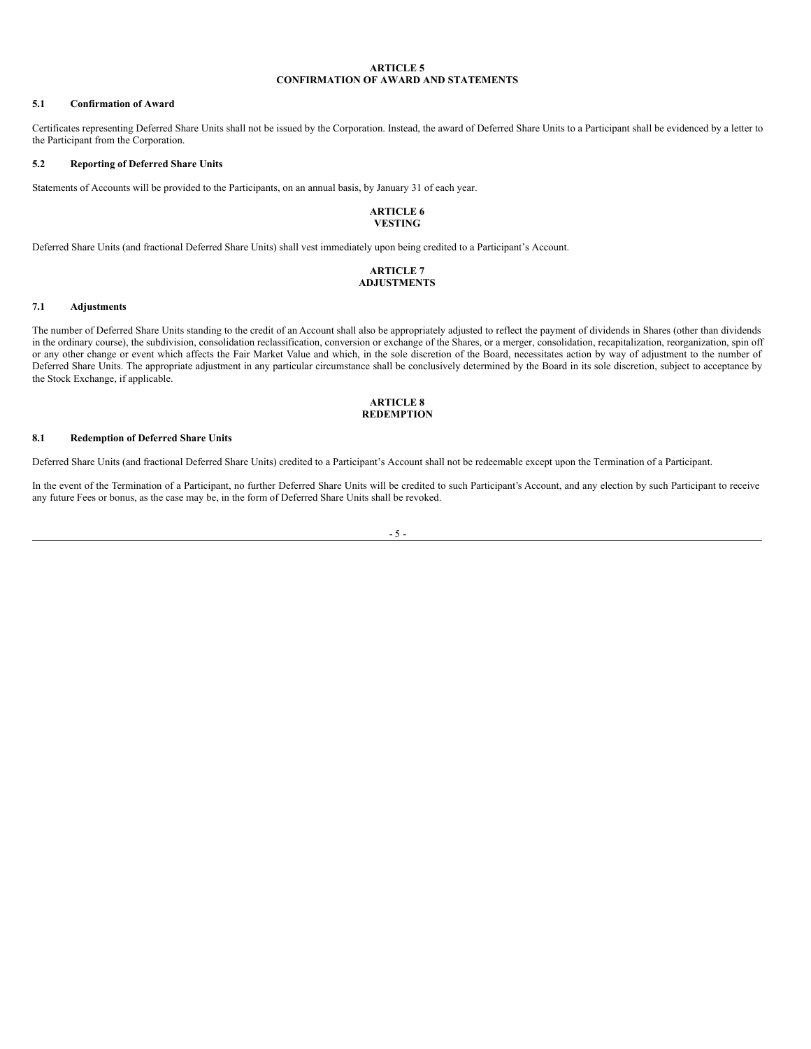## ARTICLE 5
## CONFIRMATION OF AWARD AND STATEMENTS

### 5.1 Confirmation of Award

Certificates representing Deferred Share Units shall not be issued by the Corporation. Instead, the award of Deferred Share Units to a Participant shall be evidenced by a letter to the Participant from the Corporation.

### 5.2 Reporting of Deferred Share Units

Statements of Accounts will be provided to the Participants, on an annual basis, by January 31 of each year.

## ARTICLE 6
## VESTING

Deferred Share Units (and fractional Deferred Share Units) shall vest immediately upon being credited to a Participant's Account.

## ARTICLE 7
## ADJUSTMENTS

### 7.1 Adjustments

The number of Deferred Share Units standing to the credit of an Account shall also be appropriately adjusted to reflect the payment of dividends in Shares (other than dividends in the ordinary course), the subdivision, consolidation reclassification, conversion or exchange of the Shares, or a merger, consolidation, recapitalization, reorganization, spin off or any other change or event which affects the Fair Market Value and which, in the sole discretion of the Board, necessitates action by way of adjustment to the number of Deferred Share Units. The appropriate adjustment in any particular circumstance shall be conclusively determined by the Board in its sole discretion, subject to acceptance by the Stock Exchange, if applicable.

## ARTICLE 8
## REDEMPTION

### 8.1 Redemption of Deferred Share Units

Deferred Share Units (and fractional Deferred Share Units) credited to a Participant's Account shall not be redeemable except upon the Termination of a Participant.

In the event of the Termination of a Participant, no further Deferred Share Units will be credited to such Participant's Account, and any election by such Participant to receive any future Fees or bonus, as the case may be, in the form of Deferred Share Units shall be revoked.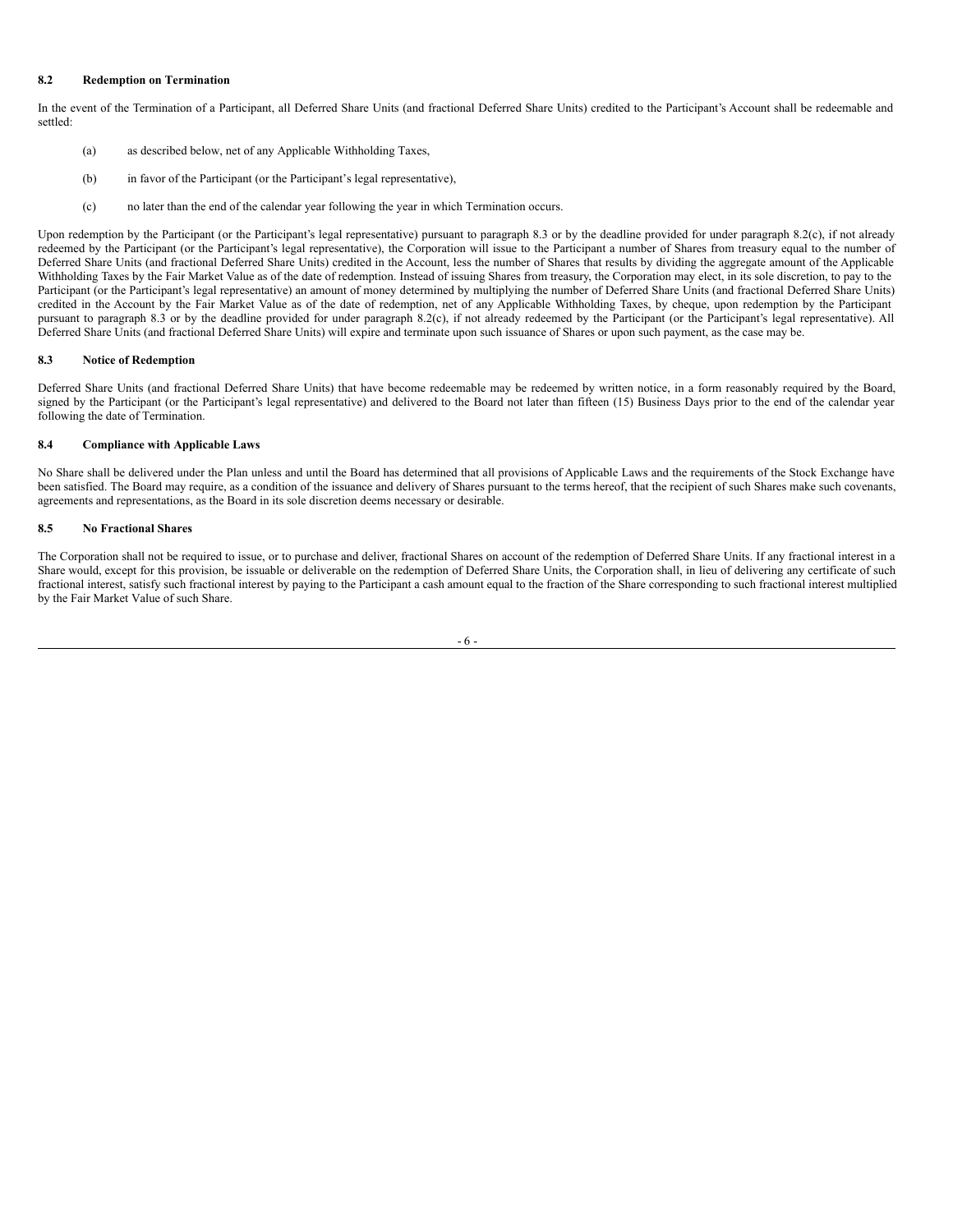### 8.2 Redemption on Termination

In the event of the Termination of a Participant, all Deferred Share Units (and fractional Deferred Share Units) credited to the Participant's Account shall be redeemable and settled:

(a) as described below, net of any Applicable Withholding Taxes,

(b) in favor of the Participant (or the Participant's legal representative),

(c) no later than the end of the calendar year following the year in which Termination occurs.

Upon redemption by the Participant (or the Participant's legal representative) pursuant to paragraph 8.3 or by the deadline provided for under paragraph 8.2(c), if not already redeemed by the Participant (or the Participant's legal representative), the Corporation will issue to the Participant a number of Shares from treasury equal to the number of Deferred Share Units (and fractional Deferred Share Units) credited in the Account, less the number of Shares that results by dividing the aggregate amount of the Applicable Withholding Taxes by the Fair Market Value as of the date of redemption. Instead of issuing Shares from treasury, the Corporation may elect, in its sole discretion, to pay to the Participant (or the Participant's legal representative) an amount of money determined by multiplying the number of Deferred Share Units (and fractional Deferred Share Units) credited in the Account by the Fair Market Value as of the date of redemption, net of any Applicable Withholding Taxes, by cheque, upon redemption by the Participant pursuant to paragraph 8.3 or by the deadline provided for under paragraph 8.2(c), if not already redeemed by the Participant (or the Participant's legal representative). All Deferred Share Units (and fractional Deferred Share Units) will expire and terminate upon such issuance of Shares or upon such payment, as the case may be.

### 8.3 Notice of Redemption

Deferred Share Units (and fractional Deferred Share Units) that have become redeemable may be redeemed by written notice, in a form reasonably required by the Board, signed by the Participant (or the Participant's legal representative) and delivered to the Board not later than fifteen (15) Business Days prior to the end of the calendar year following the date of Termination.

### 8.4 Compliance with Applicable Laws

No Share shall be delivered under the Plan unless and until the Board has determined that all provisions of Applicable Laws and the requirements of the Stock Exchange have been satisfied. The Board may require, as a condition of the issuance and delivery of Shares pursuant to the terms hereof, that the recipient of such Shares make such covenants, agreements and representations, as the Board in its sole discretion deems necessary or desirable.

### 8.5 No Fractional Shares

The Corporation shall not be required to issue, or to purchase and deliver, fractional Shares on account of the redemption of Deferred Share Units. If any fractional interest in a Share would, except for this provision, be issuable or deliverable on the redemption of Deferred Share Units, the Corporation shall, in lieu of delivering any certificate of such fractional interest, satisfy such fractional interest by paying to the Participant a cash amount equal to the fraction of the Share corresponding to such fractional interest multiplied by the Fair Market Value of such Share.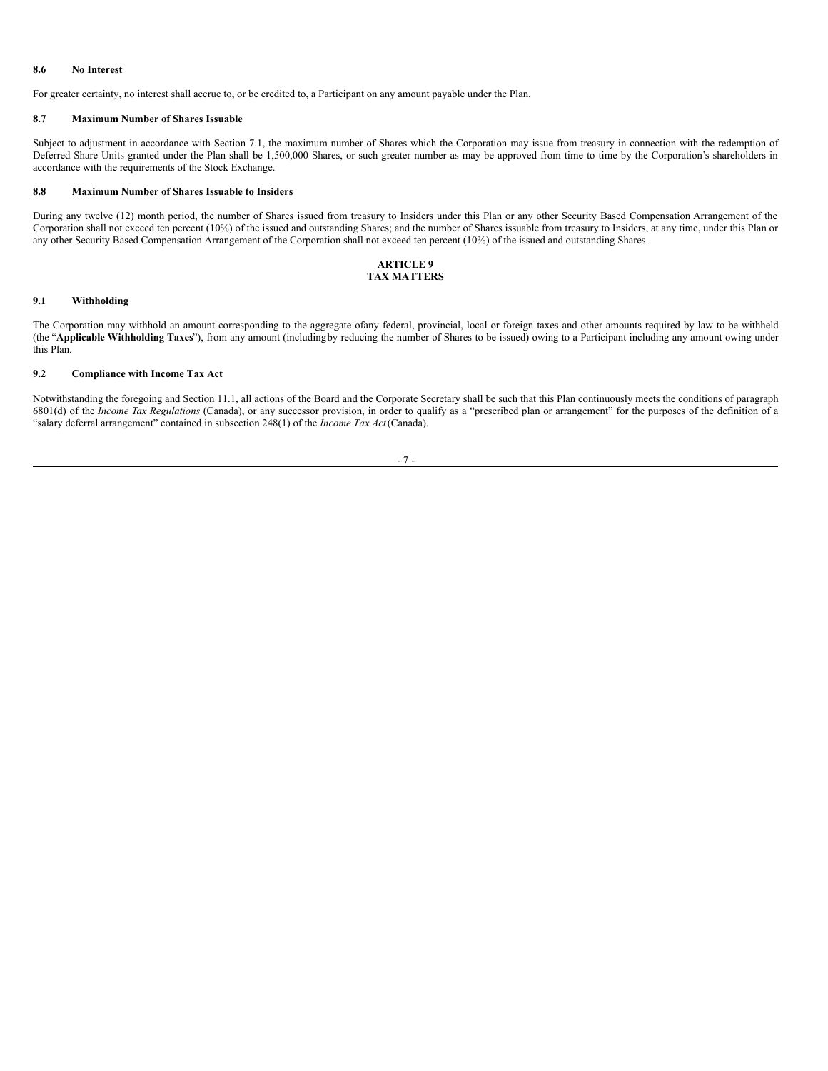### 8.6 No Interest

For greater certainty, no interest shall accrue to, or be credited to, a Participant on any amount payable under the Plan.

### 8.7 Maximum Number of Shares Issuable

Subject to adjustment in accordance with Section 7.1, the maximum number of Shares which the Corporation may issue from treasury in connection with the redemption of Deferred Share Units granted under the Plan shall be 1,500,000 Shares, or such greater number as may be approved from time to time by the Corporation's shareholders in accordance with the requirements of the Stock Exchange.

### 8.8 Maximum Number of Shares Issuable to Insiders

During any twelve (12) month period, the number of Shares issued from treasury to Insiders under this Plan or any other Security Based Compensation Arrangement of the Corporation shall not exceed ten percent (10%) of the issued and outstanding Shares; and the number of Shares issuable from treasury to Insiders, at any time, under this Plan or any other Security Based Compensation Arrangement of the Corporation shall not exceed ten percent (10%) of the issued and outstanding Shares.

## ARTICLE 9
## TAX MATTERS

### 9.1 Withholding

The Corporation may withhold an amount corresponding to the aggregate ofany federal, provincial, local or foreign taxes and other amounts required by law to be withheld (the "**Applicable Withholding Taxes**"), from any amount (includingby reducing the number of Shares to be issued) owing to a Participant including any amount owing under this Plan.

### 9.2 Compliance with Income Tax Act

Notwithstanding the foregoing and Section 11.1, all actions of the Board and the Corporate Secretary shall be such that this Plan continuously meets the conditions of paragraph 6801(d) of the *Income Tax Regulations* (Canada), or any successor provision, in order to qualify as a "prescribed plan or arrangement" for the purposes of the definition of a "salary deferral arrangement" contained in subsection 248(1) of the *Income Tax Act* (Canada).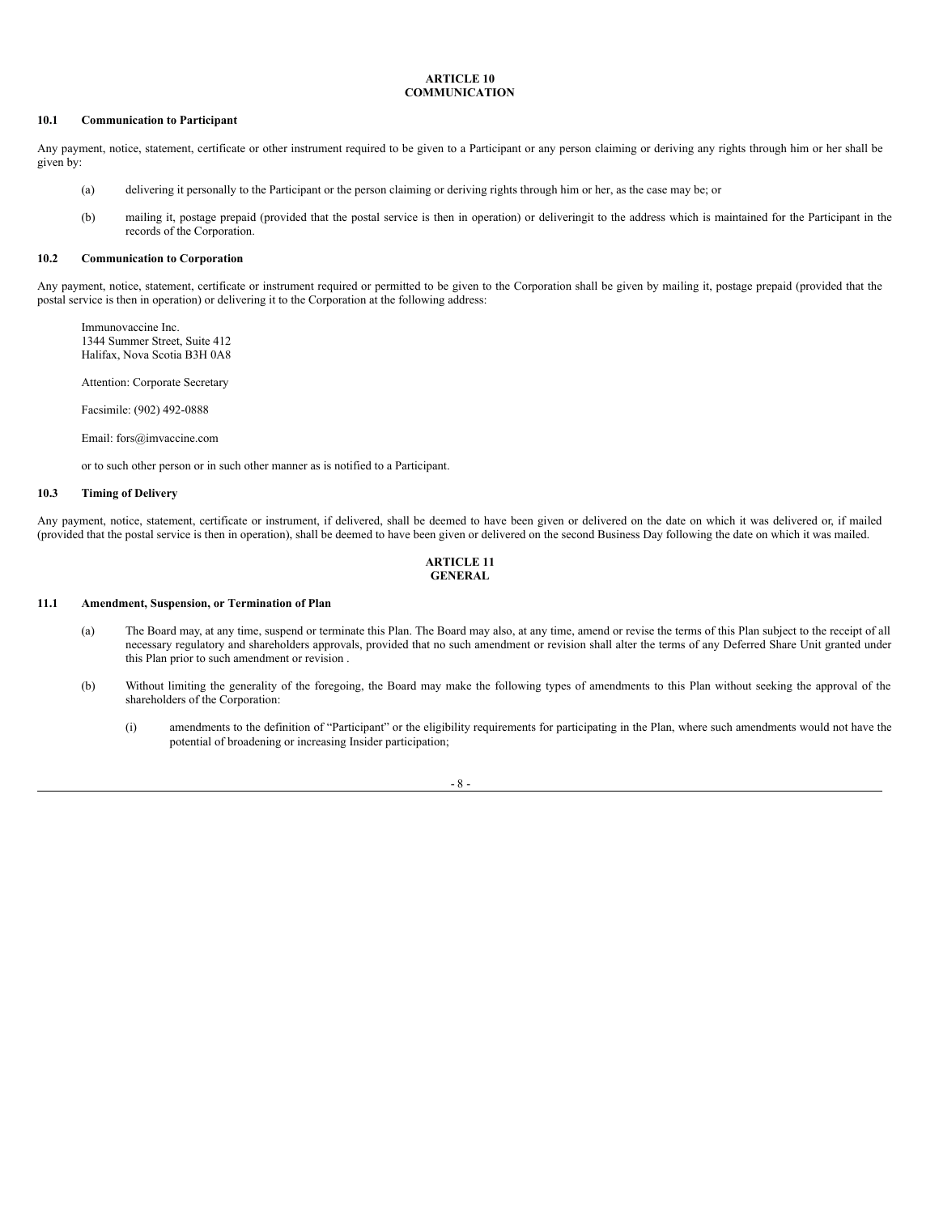## ARTICLE 10
## COMMUNICATION

### 10.1 Communication to Participant

Any payment, notice, statement, certificate or other instrument required to be given to a Participant or any person claiming or deriving any rights through him or her shall be given by:

(a) delivering it personally to the Participant or the person claiming or deriving rights through him or her, as the case may be; or

(b) mailing it, postage prepaid (provided that the postal service is then in operation) or deliveringit to the address which is maintained for the Participant in the records of the Corporation.

### 10.2 Communication to Corporation

Any payment, notice, statement, certificate or instrument required or permitted to be given to the Corporation shall be given by mailing it, postage prepaid (provided that the postal service is then in operation) or delivering it to the Corporation at the following address:

Immunovaccine Inc.
1344 Summer Street, Suite 412
Halifax, Nova Scotia B3H 0A8

Attention: Corporate Secretary

Facsimile: (902) 492-0888

Email: fors@imvaccine.com

or to such other person or in such other manner as is notified to a Participant.

### 10.3 Timing of Delivery

Any payment, notice, statement, certificate or instrument, if delivered, shall be deemed to have been given or delivered on the date on which it was delivered or, if mailed (provided that the postal service is then in operation), shall be deemed to have been given or delivered on the second Business Day following the date on which it was mailed.

## ARTICLE 11
## GENERAL

### 11.1 Amendment, Suspension, or Termination of Plan

(a) The Board may, at any time, suspend or terminate this Plan. The Board may also, at any time, amend or revise the terms of this Plan subject to the receipt of all necessary regulatory and shareholders approvals, provided that no such amendment or revision shall alter the terms of any Deferred Share Unit granted under this Plan prior to such amendment or revision .

(b) Without limiting the generality of the foregoing, the Board may make the following types of amendments to this Plan without seeking the approval of the shareholders of the Corporation:

   (i) amendments to the definition of “Participant” or the eligibility requirements for participating in the Plan, where such amendments would not have the potential of broadening or increasing Insider participation;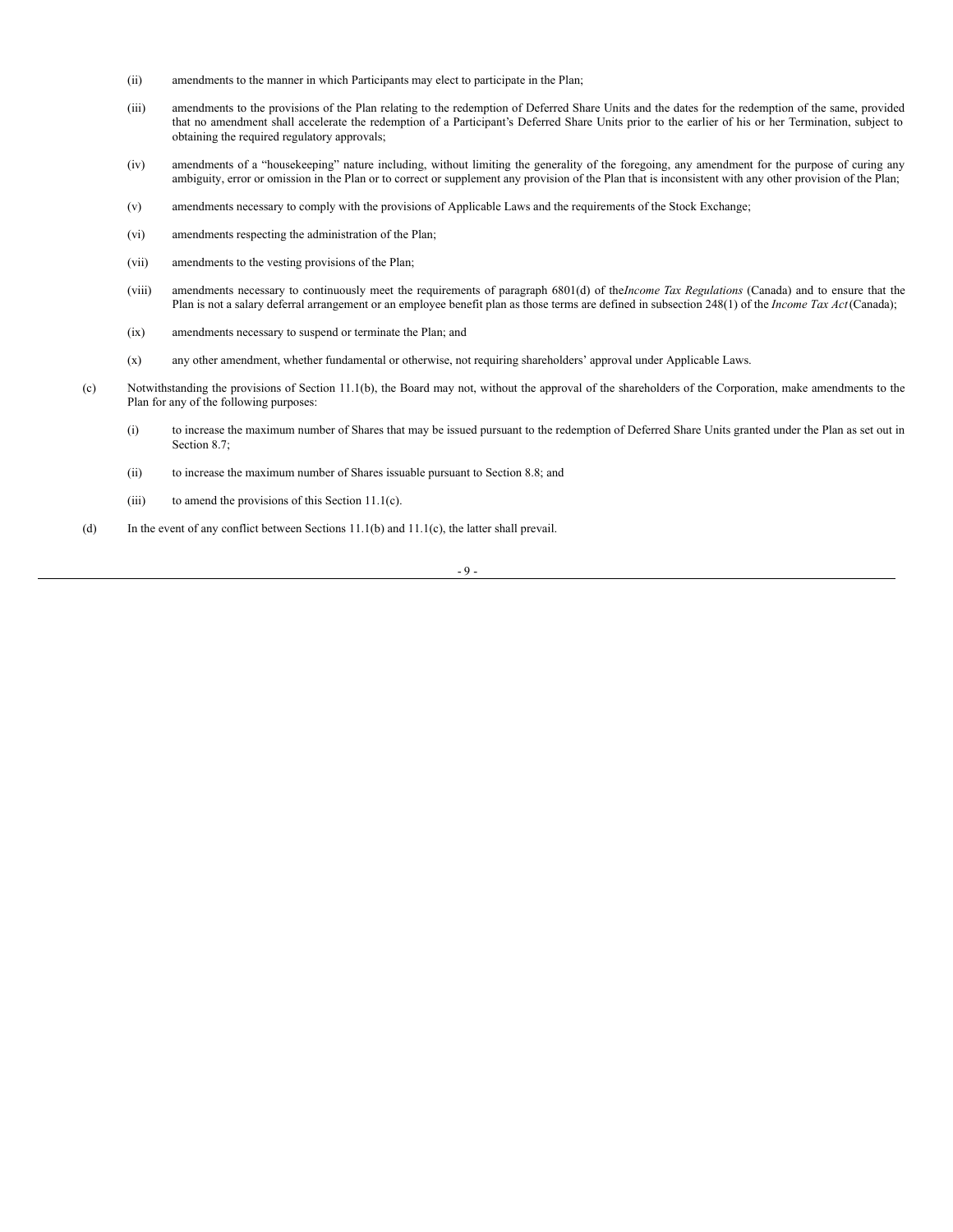(ii) amendments to the manner in which Participants may elect to participate in the Plan;

(iii) amendments to the provisions of the Plan relating to the redemption of Deferred Share Units and the dates for the redemption of the same, provided that no amendment shall accelerate the redemption of a Participant's Deferred Share Units prior to the earlier of his or her Termination, subject to obtaining the required regulatory approvals;

(iv) amendments of a "housekeeping" nature including, without limiting the generality of the foregoing, any amendment for the purpose of curing any ambiguity, error or omission in the Plan or to correct or supplement any provision of the Plan that is inconsistent with any other provision of the Plan;

(v) amendments necessary to comply with the provisions of Applicable Laws and the requirements of the Stock Exchange;

(vi) amendments respecting the administration of the Plan;

(vii) amendments to the vesting provisions of the Plan;

(viii) amendments necessary to continuously meet the requirements of paragraph 6801(d) of the *Income Tax Regulations* (Canada) and to ensure that the Plan is not a salary deferral arrangement or an employee benefit plan as those terms are defined in subsection 248(1) of the *Income Tax Act* (Canada);

(ix) amendments necessary to suspend or terminate the Plan; and

(x) any other amendment, whether fundamental or otherwise, not requiring shareholders' approval under Applicable Laws.

(c) Notwithstanding the provisions of Section 11.1(b), the Board may not, without the approval of the shareholders of the Corporation, make amendments to the Plan for any of the following purposes:

(i) to increase the maximum number of Shares that may be issued pursuant to the redemption of Deferred Share Units granted under the Plan as set out in Section 8.7;

(ii) to increase the maximum number of Shares issuable pursuant to Section 8.8; and

(iii) to amend the provisions of this Section 11.1(c).

(d) In the event of any conflict between Sections 11.1(b) and 11.1(c), the latter shall prevail.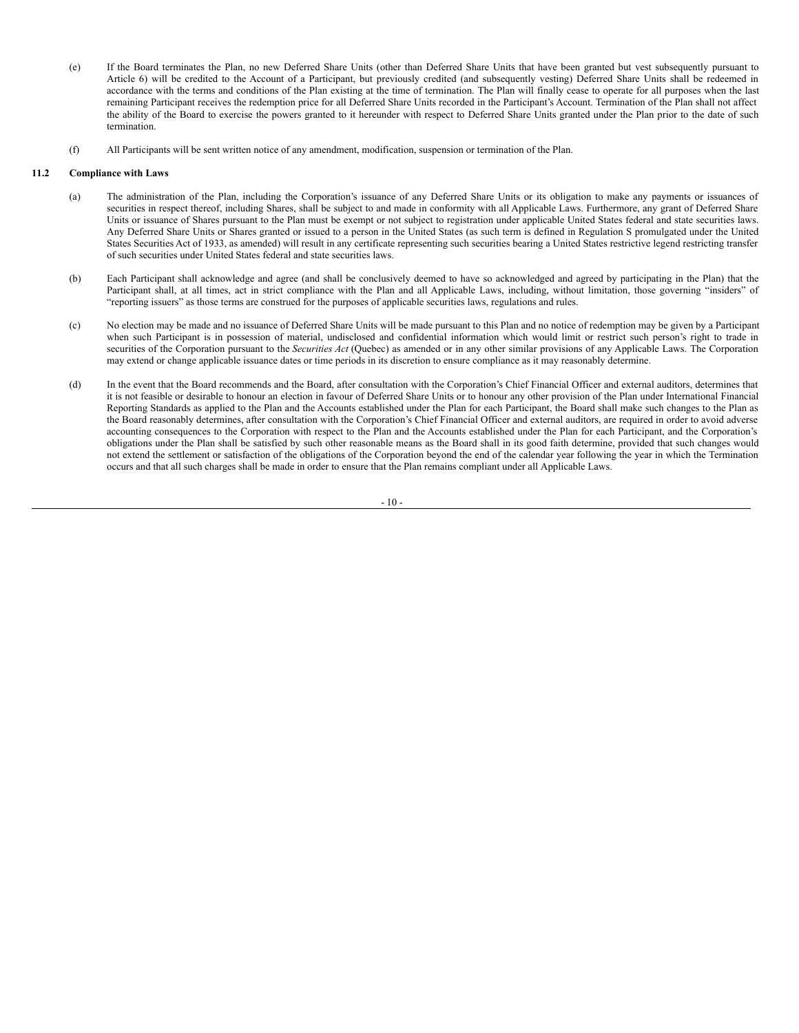(e) If the Board terminates the Plan, no new Deferred Share Units (other than Deferred Share Units that have been granted but vest subsequently pursuant to Article 6) will be credited to the Account of a Participant, but previously credited (and subsequently vesting) Deferred Share Units shall be redeemed in accordance with the terms and conditions of the Plan existing at the time of termination. The Plan will finally cease to operate for all purposes when the last remaining Participant receives the redemption price for all Deferred Share Units recorded in the Participant's Account. Termination of the Plan shall not affect the ability of the Board to exercise the powers granted to it hereunder with respect to Deferred Share Units granted under the Plan prior to the date of such termination.

(f) All Participants will be sent written notice of any amendment, modification, suspension or termination of the Plan.

**11.2 Compliance with Laws**

(a) The administration of the Plan, including the Corporation's issuance of any Deferred Share Units or its obligation to make any payments or issuances of securities in respect thereof, including Shares, shall be subject to and made in conformity with all Applicable Laws. Furthermore, any grant of Deferred Share Units or issuance of Shares pursuant to the Plan must be exempt or not subject to registration under applicable United States federal and state securities laws. Any Deferred Share Units or Shares granted or issued to a person in the United States (as such term is defined in Regulation S promulgated under the United States Securities Act of 1933, as amended) will result in any certificate representing such securities bearing a United States restrictive legend restricting transfer of such securities under United States federal and state securities laws.

(b) Each Participant shall acknowledge and agree (and shall be conclusively deemed to have so acknowledged and agreed by participating in the Plan) that the Participant shall, at all times, act in strict compliance with the Plan and all Applicable Laws, including, without limitation, those governing "insiders" of "reporting issuers" as those terms are construed for the purposes of applicable securities laws, regulations and rules.

(c) No election may be made and no issuance of Deferred Share Units will be made pursuant to this Plan and no notice of redemption may be given by a Participant when such Participant is in possession of material, undisclosed and confidential information which would limit or restrict such person's right to trade in securities of the Corporation pursuant to the *Securities Act* (Quebec) as amended or in any other similar provisions of any Applicable Laws. The Corporation may extend or change applicable issuance dates or time periods in its discretion to ensure compliance as it may reasonably determine.

(d) In the event that the Board recommends and the Board, after consultation with the Corporation's Chief Financial Officer and external auditors, determines that it is not feasible or desirable to honour an election in favour of Deferred Share Units or to honour any other provision of the Plan under International Financial Reporting Standards as applied to the Plan and the Accounts established under the Plan for each Participant, the Board shall make such changes to the Plan as the Board reasonably determines, after consultation with the Corporation's Chief Financial Officer and external auditors, are required in order to avoid adverse accounting consequences to the Corporation with respect to the Plan and the Accounts established under the Plan for each Participant, and the Corporation's obligations under the Plan shall be satisfied by such other reasonable means as the Board shall in its good faith determine, provided that such changes would not extend the settlement or satisfaction of the obligations of the Corporation beyond the end of the calendar year following the year in which the Termination occurs and that all such charges shall be made in order to ensure that the Plan remains compliant under all Applicable Laws.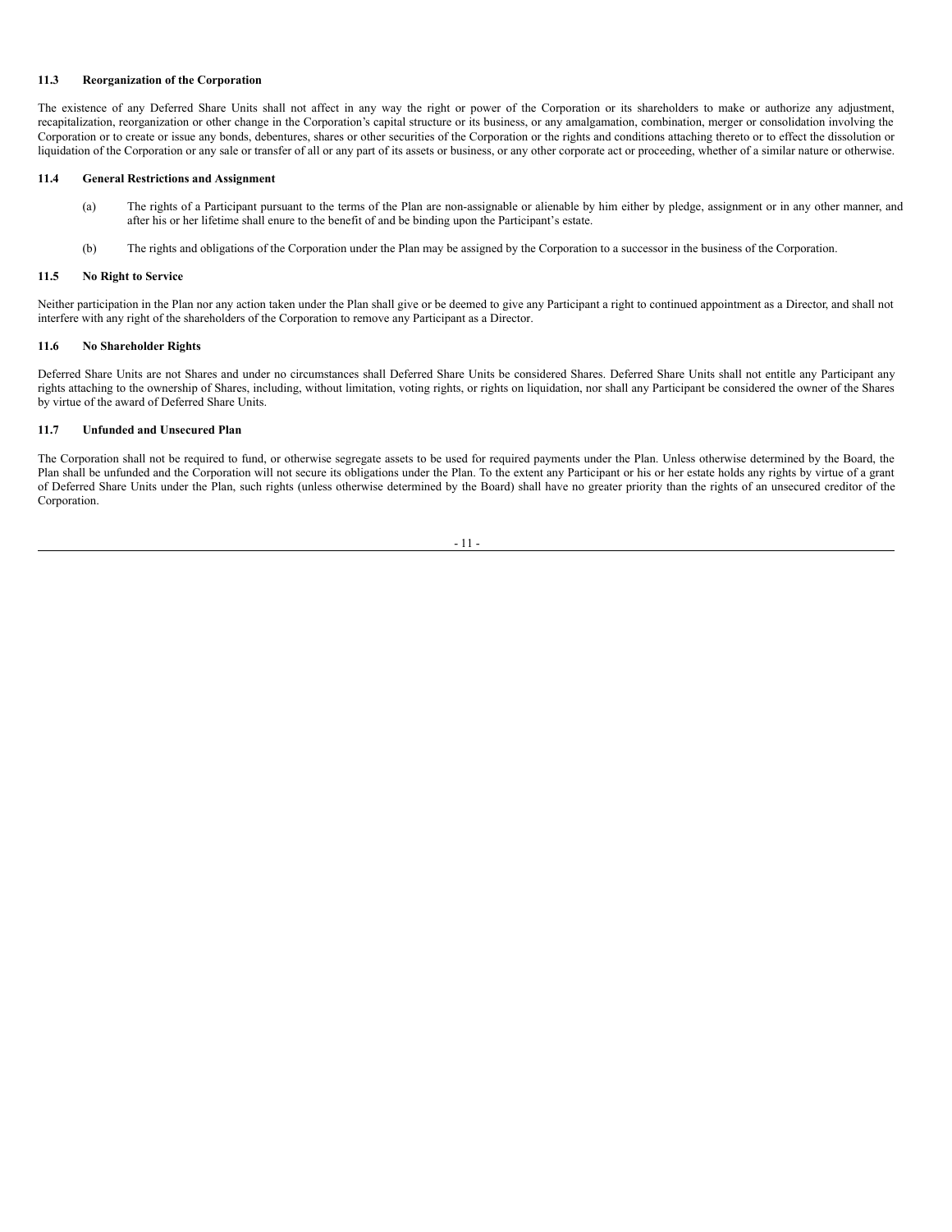### 11.3 Reorganization of the Corporation

The existence of any Deferred Share Units shall not affect in any way the right or power of the Corporation or its shareholders to make or authorize any adjustment, recapitalization, reorganization or other change in the Corporation's capital structure or its business, or any amalgamation, combination, merger or consolidation involving the Corporation or to create or issue any bonds, debentures, shares or other securities of the Corporation or the rights and conditions attaching thereto or to effect the dissolution or liquidation of the Corporation or any sale or transfer of all or any part of its assets or business, or any other corporate act or proceeding, whether of a similar nature or otherwise.

### 11.4 General Restrictions and Assignment

(a) The rights of a Participant pursuant to the terms of the Plan are non-assignable or alienable by him either by pledge, assignment or in any other manner, and after his or her lifetime shall enure to the benefit of and be binding upon the Participant's estate.

(b) The rights and obligations of the Corporation under the Plan may be assigned by the Corporation to a successor in the business of the Corporation.

### 11.5 No Right to Service

Neither participation in the Plan nor any action taken under the Plan shall give or be deemed to give any Participant a right to continued appointment as a Director, and shall not interfere with any right of the shareholders of the Corporation to remove any Participant as a Director.

### 11.6 No Shareholder Rights

Deferred Share Units are not Shares and under no circumstances shall Deferred Share Units be considered Shares. Deferred Share Units shall not entitle any Participant any rights attaching to the ownership of Shares, including, without limitation, voting rights, or rights on liquidation, nor shall any Participant be considered the owner of the Shares by virtue of the award of Deferred Share Units.

### 11.7 Unfunded and Unsecured Plan

The Corporation shall not be required to fund, or otherwise segregate assets to be used for required payments under the Plan. Unless otherwise determined by the Board, the Plan shall be unfunded and the Corporation will not secure its obligations under the Plan. To the extent any Participant or his or her estate holds any rights by virtue of a grant of Deferred Share Units under the Plan, such rights (unless otherwise determined by the Board) shall have no greater priority than the rights of an unsecured creditor of the Corporation.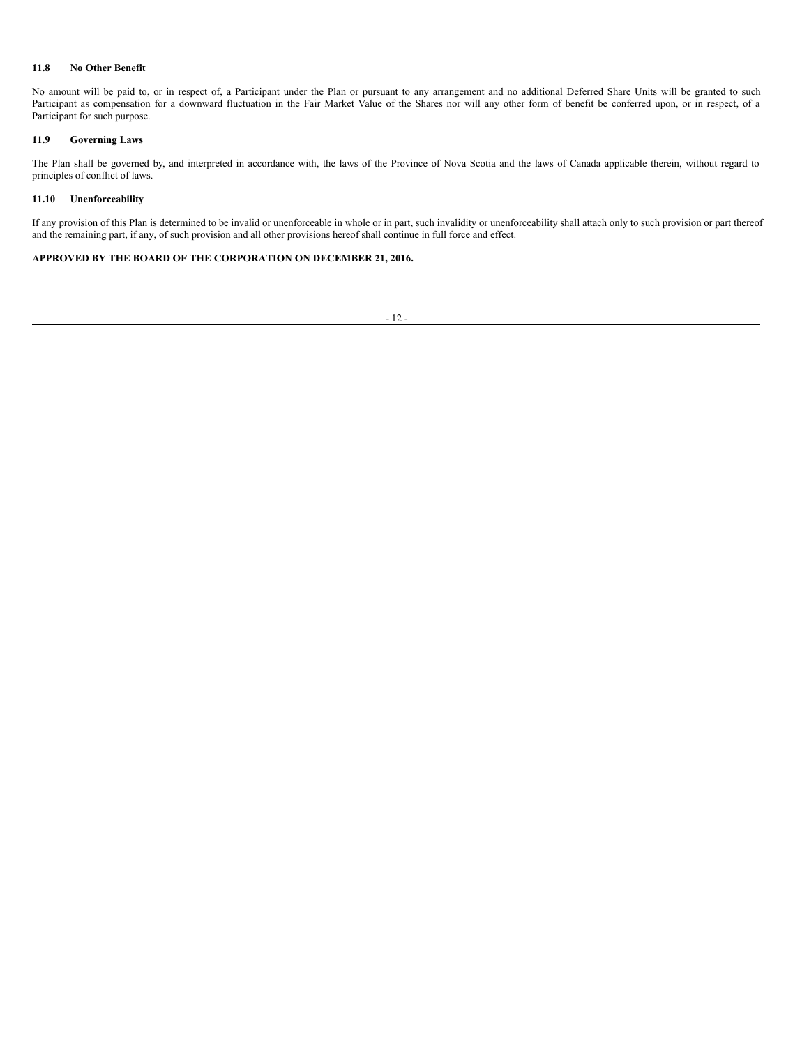### 11.8 No Other Benefit

No amount will be paid to, or in respect of, a Participant under the Plan or pursuant to any arrangement and no additional Deferred Share Units will be granted to such Participant as compensation for a downward fluctuation in the Fair Market Value of the Shares nor will any other form of benefit be conferred upon, or in respect, of a Participant for such purpose.

### 11.9 Governing Laws

The Plan shall be governed by, and interpreted in accordance with, the laws of the Province of Nova Scotia and the laws of Canada applicable therein, without regard to principles of conflict of laws.

### 11.10 Unenforceability

If any provision of this Plan is determined to be invalid or unenforceable in whole or in part, such invalidity or unenforceability shall attach only to such provision or part thereof and the remaining part, if any, of such provision and all other provisions hereof shall continue in full force and effect.

**APPROVED BY THE BOARD OF THE CORPORATION ON DECEMBER 21, 2016.**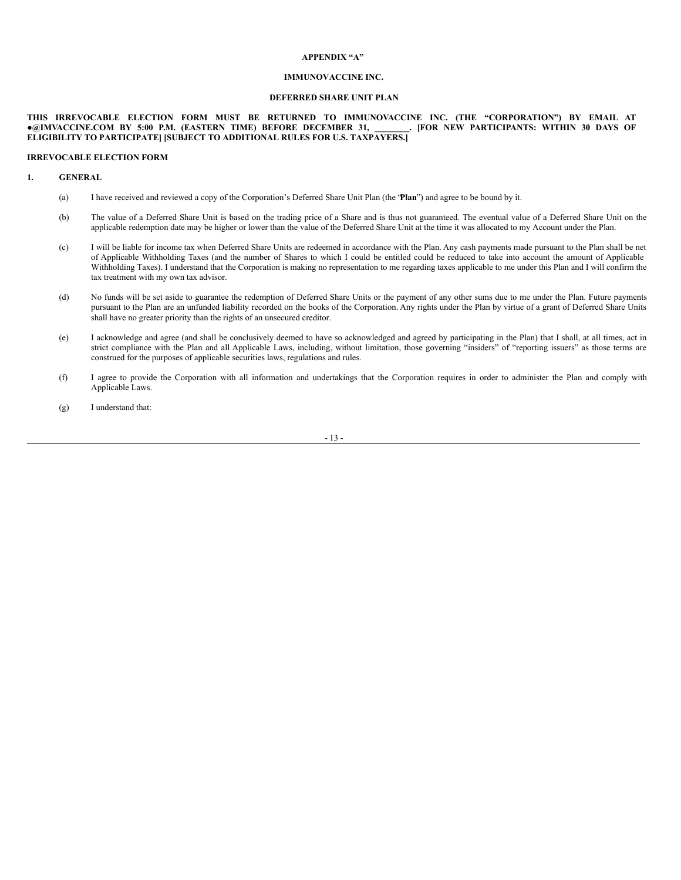**APPENDIX "A"**

**IMMUNOVACCINE INC.**

**DEFERRED SHARE UNIT PLAN**

**THIS IRREVOCABLE ELECTION FORM MUST BE RETURNED TO IMMUNOVACCINE INC. (THE "CORPORATION") BY EMAIL AT ●@IMVACCINE.COM BY 5:00 P.M. (EASTERN TIME) BEFORE DECEMBER 31, ________. [FOR NEW PARTICIPANTS: WITHIN 30 DAYS OF ELIGIBILITY TO PARTICIPATE] [SUBJECT TO ADDITIONAL RULES FOR U.S. TAXPAYERS.]**

**IRREVOCABLE ELECTION FORM**

**1. GENERAL**

(a) I have received and reviewed a copy of the Corporation's Deferred Share Unit Plan (the '**Plan**") and agree to be bound by it.

(b) The value of a Deferred Share Unit is based on the trading price of a Share and is thus not guaranteed. The eventual value of a Deferred Share Unit on the applicable redemption date may be higher or lower than the value of the Deferred Share Unit at the time it was allocated to my Account under the Plan.

(c) I will be liable for income tax when Deferred Share Units are redeemed in accordance with the Plan. Any cash payments made pursuant to the Plan shall be net of Applicable Withholding Taxes (and the number of Shares to which I could be entitled could be reduced to take into account the amount of Applicable Withholding Taxes). I understand that the Corporation is making no representation to me regarding taxes applicable to me under this Plan and I will confirm the tax treatment with my own tax advisor.

(d) No funds will be set aside to guarantee the redemption of Deferred Share Units or the payment of any other sums due to me under the Plan. Future payments pursuant to the Plan are an unfunded liability recorded on the books of the Corporation. Any rights under the Plan by virtue of a grant of Deferred Share Units shall have no greater priority than the rights of an unsecured creditor.

(e) I acknowledge and agree (and shall be conclusively deemed to have so acknowledged and agreed by participating in the Plan) that I shall, at all times, act in strict compliance with the Plan and all Applicable Laws, including, without limitation, those governing "insiders" of "reporting issuers" as those terms are construed for the purposes of applicable securities laws, regulations and rules.

(f) I agree to provide the Corporation with all information and undertakings that the Corporation requires in order to administer the Plan and comply with Applicable Laws.

(g) I understand that: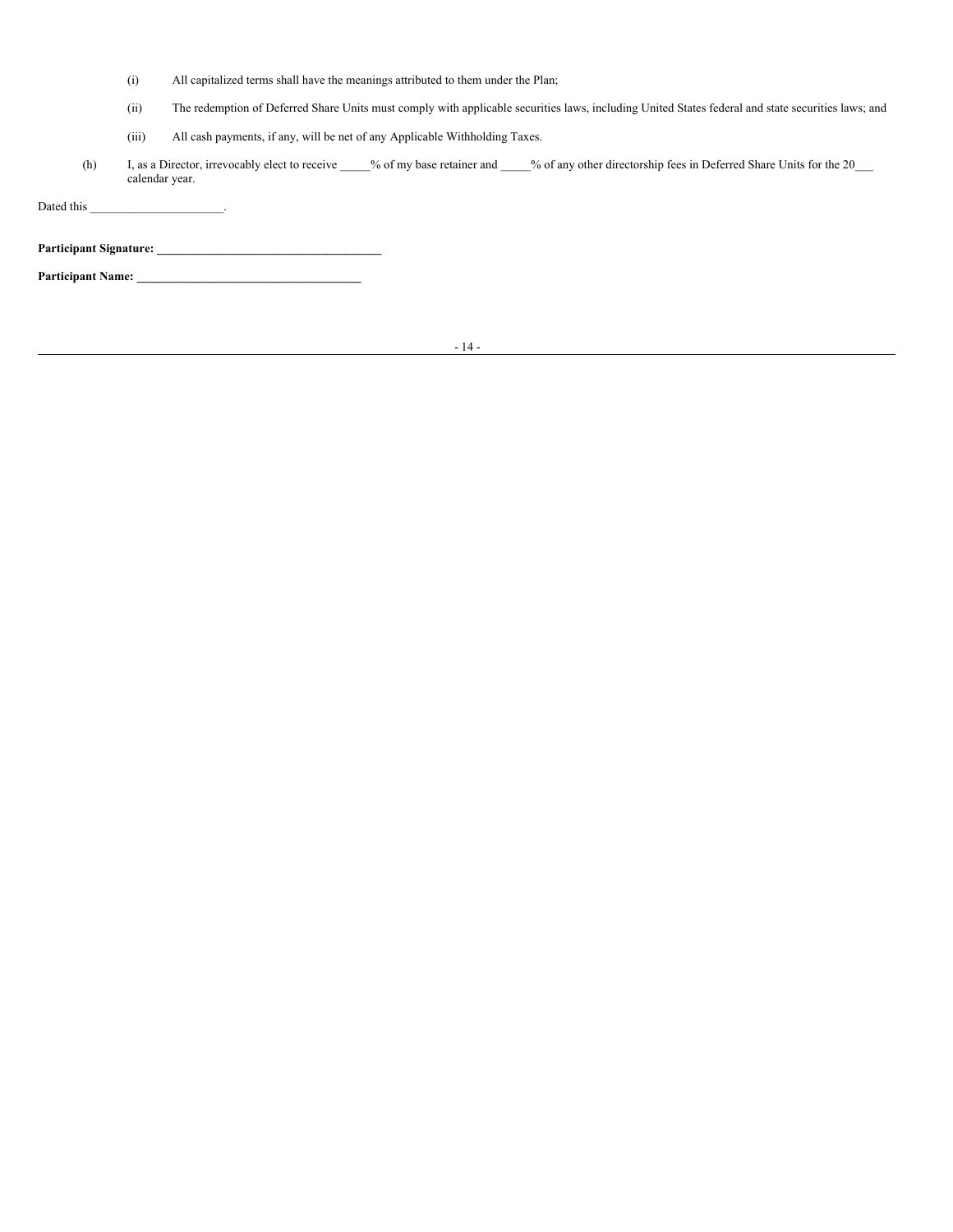(i) All capitalized terms shall have the meanings attributed to them under the Plan;

(ii) The redemption of Deferred Share Units must comply with applicable securities laws, including United States federal and state securities laws; and

(iii) All cash payments, if any, will be net of any Applicable Withholding Taxes.

(h) I, as a Director, irrevocably elect to receive _____% of my base retainer and _____% of any other directorship fees in Deferred Share Units for the 20___ calendar year.

Dated this ______________________.

**Participant Signature: _____________________________________**

**Participant Name: _____________________________________**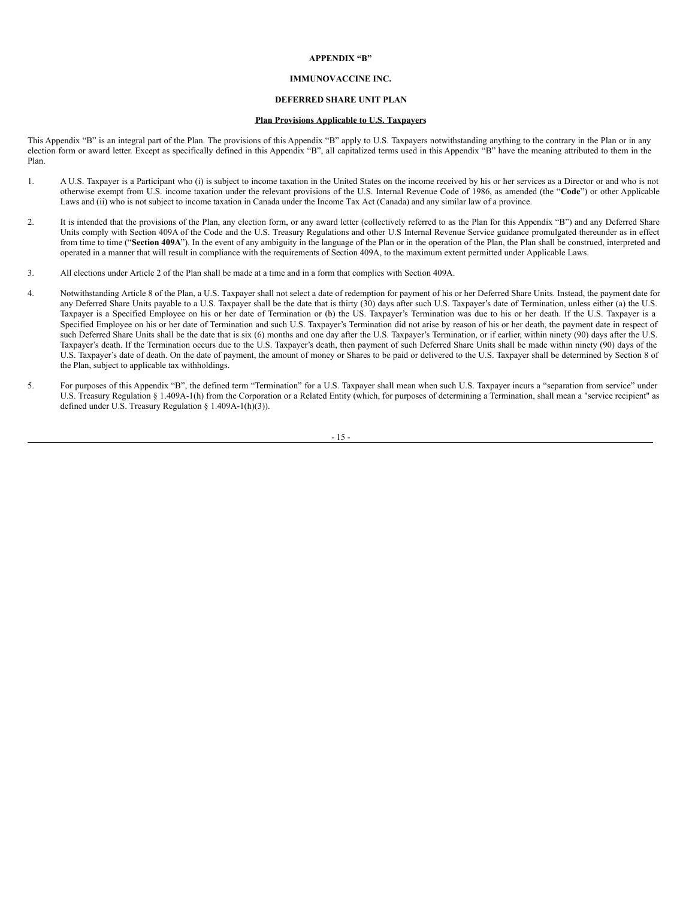**APPENDIX "B"**

**IMMUNOVACCINE INC.**

**DEFERRED SHARE UNIT PLAN**

**Plan Provisions Applicable to U.S. Taxpayers**

This Appendix "B" is an integral part of the Plan. The provisions of this Appendix "B" apply to U.S. Taxpayers notwithstanding anything to the contrary in the Plan or in any election form or award letter. Except as specifically defined in this Appendix "B", all capitalized terms used in this Appendix "B" have the meaning attributed to them in the Plan.

1. A U.S. Taxpayer is a Participant who (i) is subject to income taxation in the United States on the income received by his or her services as a Director or and who is not otherwise exempt from U.S. income taxation under the relevant provisions of the U.S. Internal Revenue Code of 1986, as amended (the "**Code**") or other Applicable Laws and (ii) who is not subject to income taxation in Canada under the Income Tax Act (Canada) and any similar law of a province.

2. It is intended that the provisions of the Plan, any election form, or any award letter (collectively referred to as the Plan for this Appendix "B") and any Deferred Share Units comply with Section 409A of the Code and the U.S. Treasury Regulations and other U.S Internal Revenue Service guidance promulgated thereunder as in effect from time to time ("**Section 409A**"). In the event of any ambiguity in the language of the Plan or in the operation of the Plan, the Plan shall be construed, interpreted and operated in a manner that will result in compliance with the requirements of Section 409A, to the maximum extent permitted under Applicable Laws.

3. All elections under Article 2 of the Plan shall be made at a time and in a form that complies with Section 409A.

4. Notwithstanding Article 8 of the Plan, a U.S. Taxpayer shall not select a date of redemption for payment of his or her Deferred Share Units. Instead, the payment date for any Deferred Share Units payable to a U.S. Taxpayer shall be the date that is thirty (30) days after such U.S. Taxpayer's date of Termination, unless either (a) the U.S. Taxpayer is a Specified Employee on his or her date of Termination or (b) the US. Taxpayer's Termination was due to his or her death. If the U.S. Taxpayer is a Specified Employee on his or her date of Termination and such U.S. Taxpayer's Termination did not arise by reason of his or her death, the payment date in respect of such Deferred Share Units shall be the date that is six (6) months and one day after the U.S. Taxpayer's Termination, or if earlier, within ninety (90) days after the U.S. Taxpayer's death. If the Termination occurs due to the U.S. Taxpayer's death, then payment of such Deferred Share Units shall be made within ninety (90) days of the U.S. Taxpayer's date of death. On the date of payment, the amount of money or Shares to be paid or delivered to the U.S. Taxpayer shall be determined by Section 8 of the Plan, subject to applicable tax withholdings.

5. For purposes of this Appendix "B", the defined term "Termination" for a U.S. Taxpayer shall mean when such U.S. Taxpayer incurs a "separation from service" under U.S. Treasury Regulation § 1.409A-1(h) from the Corporation or a Related Entity (which, for purposes of determining a Termination, shall mean a "service recipient" as defined under U.S. Treasury Regulation § 1.409A-1(h)(3)).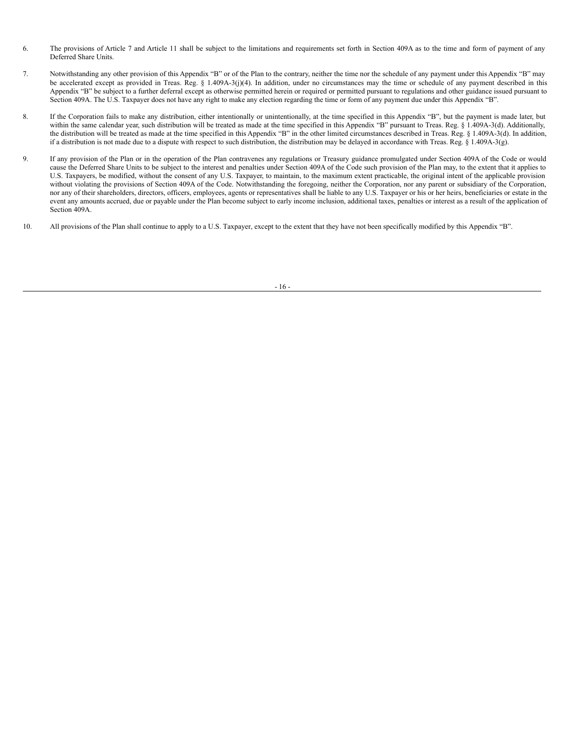6. The provisions of Article 7 and Article 11 shall be subject to the limitations and requirements set forth in Section 409A as to the time and form of payment of any Deferred Share Units.

7. Notwithstanding any other provision of this Appendix "B" or of the Plan to the contrary, neither the time nor the schedule of any payment under this Appendix "B" may be accelerated except as provided in Treas. Reg. § 1.409A-3(j)(4). In addition, under no circumstances may the time or schedule of any payment described in this Appendix "B" be subject to a further deferral except as otherwise permitted herein or required or permitted pursuant to regulations and other guidance issued pursuant to Section 409A. The U.S. Taxpayer does not have any right to make any election regarding the time or form of any payment due under this Appendix "B".

8. If the Corporation fails to make any distribution, either intentionally or unintentionally, at the time specified in this Appendix "B", but the payment is made later, but within the same calendar year, such distribution will be treated as made at the time specified in this Appendix "B" pursuant to Treas. Reg. § 1.409A-3(d). Additionally, the distribution will be treated as made at the time specified in this Appendix "B" in the other limited circumstances described in Treas. Reg. § 1.409A-3(d). In addition, if a distribution is not made due to a dispute with respect to such distribution, the distribution may be delayed in accordance with Treas. Reg. § 1.409A-3(g).

9. If any provision of the Plan or in the operation of the Plan contravenes any regulations or Treasury guidance promulgated under Section 409A of the Code or would cause the Deferred Share Units to be subject to the interest and penalties under Section 409A of the Code such provision of the Plan may, to the extent that it applies to U.S. Taxpayers, be modified, without the consent of any U.S. Taxpayer, to maintain, to the maximum extent practicable, the original intent of the applicable provision without violating the provisions of Section 409A of the Code. Notwithstanding the foregoing, neither the Corporation, nor any parent or subsidiary of the Corporation, nor any of their shareholders, directors, officers, employees, agents or representatives shall be liable to any U.S. Taxpayer or his or her heirs, beneficiaries or estate in the event any amounts accrued, due or payable under the Plan become subject to early income inclusion, additional taxes, penalties or interest as a result of the application of Section 409A.

10. All provisions of the Plan shall continue to apply to a U.S. Taxpayer, except to the extent that they have not been specifically modified by this Appendix "B".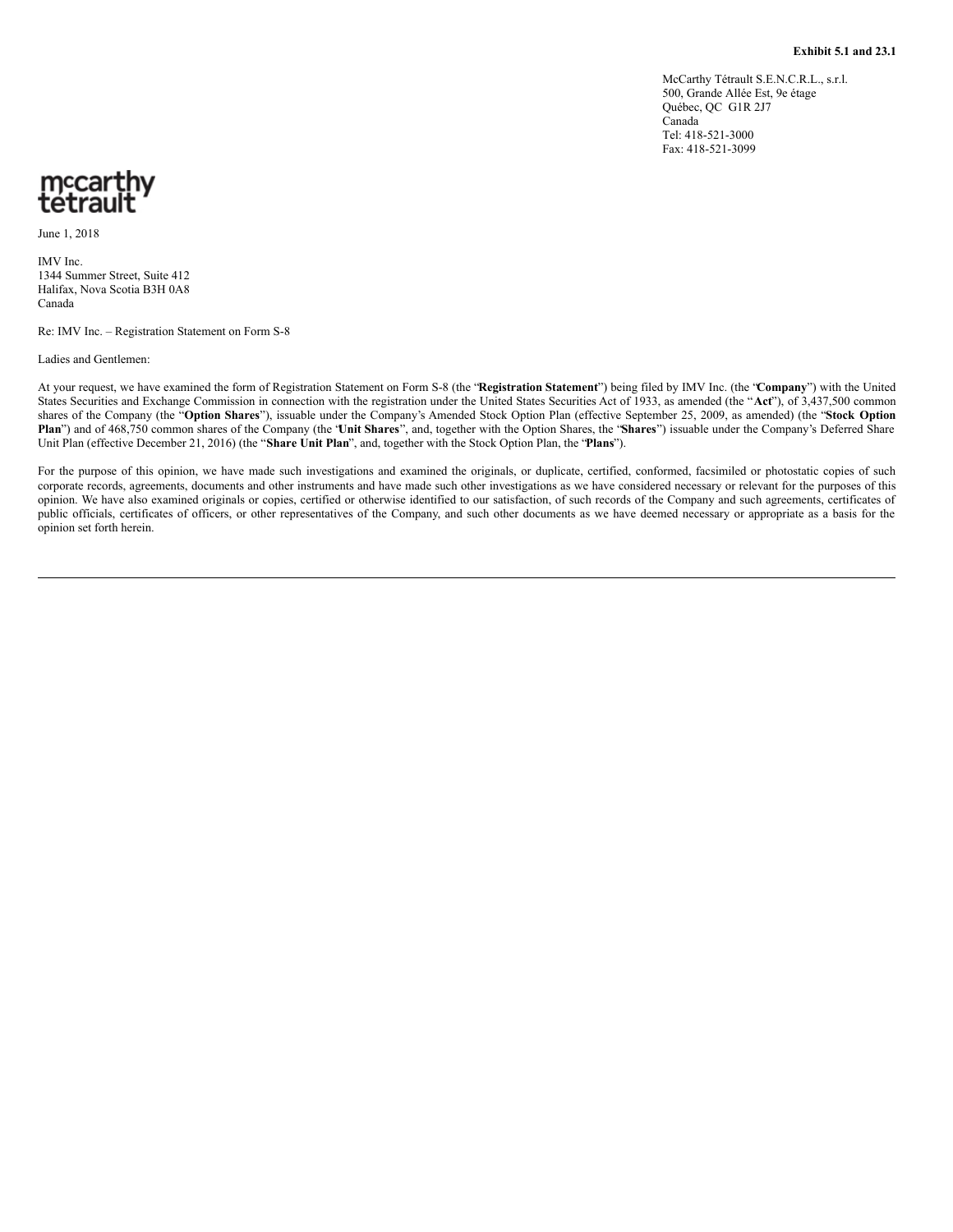**Exhibit 5.1 and 23.1**

McCarthy Tétrault S.E.N.C.R.L., s.r.l.
500, Grande Allée Est, 9e étage
Québec, QC G1R 2J7
Canada
Tel: 418-521-3000
Fax: 418-521-3099

mccarthy tetrault

June 1, 2018

IMV Inc.
1344 Summer Street, Suite 412
Halifax, Nova Scotia B3H 0A8
Canada

Re: IMV Inc. – Registration Statement on Form S-8

Ladies and Gentlemen:

At your request, we have examined the form of Registration Statement on Form S-8 (the "**Registration Statement**") being filed by IMV Inc. (the "**Company**") with the United States Securities and Exchange Commission in connection with the registration under the United States Securities Act of 1933, as amended (the "**Act**"), of 3,437,500 common shares of the Company (the "**Option Shares**"), issuable under the Company's Amended Stock Option Plan (effective September 25, 2009, as amended) (the "**Stock Option Plan**") and of 468,750 common shares of the Company (the "**Unit Shares**", and, together with the Option Shares, the "**Shares**") issuable under the Company's Deferred Share Unit Plan (effective December 21, 2016) (the "**Share Unit Plan**", and, together with the Stock Option Plan, the "**Plans**").

For the purpose of this opinion, we have made such investigations and examined the originals, or duplicate, certified, conformed, facsimiled or photostatic copies of such corporate records, agreements, documents and other instruments and have made such other investigations as we have considered necessary or relevant for the purposes of this opinion. We have also examined originals or copies, certified or otherwise identified to our satisfaction, of such records of the Company and such agreements, certificates of public officials, certificates of officers, or other representatives of the Company, and such other documents as we have deemed necessary or appropriate as a basis for the opinion set forth herein.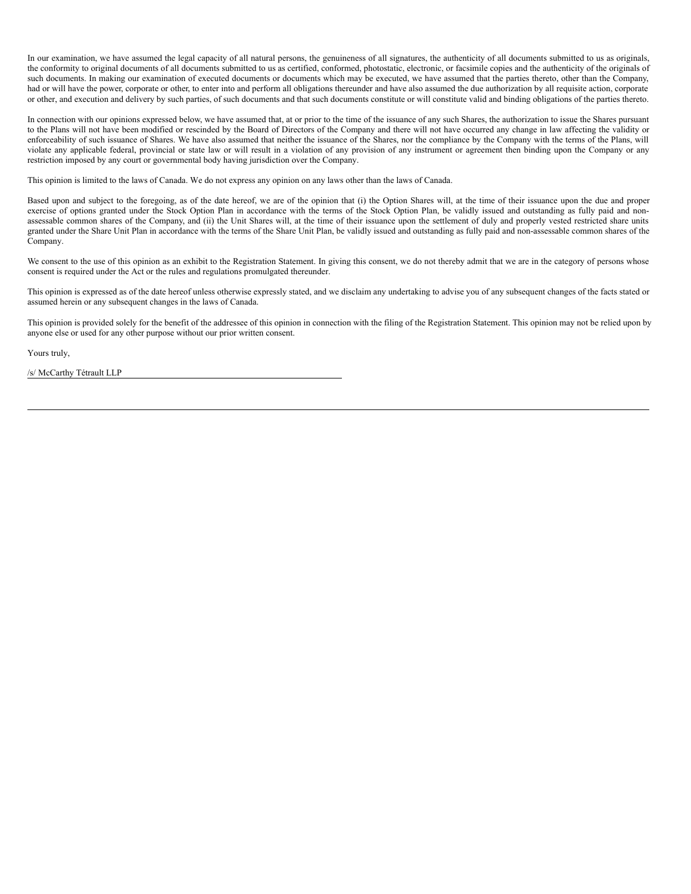In our examination, we have assumed the legal capacity of all natural persons, the genuineness of all signatures, the authenticity of all documents submitted to us as originals, the conformity to original documents of all documents submitted to us as certified, conformed, photostatic, electronic, or facsimile copies and the authenticity of the originals of such documents. In making our examination of executed documents or documents which may be executed, we have assumed that the parties thereto, other than the Company, had or will have the power, corporate or other, to enter into and perform all obligations thereunder and have also assumed the due authorization by all requisite action, corporate or other, and execution and delivery by such parties, of such documents and that such documents constitute or will constitute valid and binding obligations of the parties thereto.

In connection with our opinions expressed below, we have assumed that, at or prior to the time of the issuance of any such Shares, the authorization to issue the Shares pursuant to the Plans will not have been modified or rescinded by the Board of Directors of the Company and there will not have occurred any change in law affecting the validity or enforceability of such issuance of Shares. We have also assumed that neither the issuance of the Shares, nor the compliance by the Company with the terms of the Plans, will violate any applicable federal, provincial or state law or will result in a violation of any provision of any instrument or agreement then binding upon the Company or any restriction imposed by any court or governmental body having jurisdiction over the Company.

This opinion is limited to the laws of Canada. We do not express any opinion on any laws other than the laws of Canada.

Based upon and subject to the foregoing, as of the date hereof, we are of the opinion that (i) the Option Shares will, at the time of their issuance upon the due and proper exercise of options granted under the Stock Option Plan in accordance with the terms of the Stock Option Plan, be validly issued and outstanding as fully paid and non-assessable common shares of the Company, and (ii) the Unit Shares will, at the time of their issuance upon the settlement of duly and properly vested restricted share units granted under the Share Unit Plan in accordance with the terms of the Share Unit Plan, be validly issued and outstanding as fully paid and non-assessable common shares of the Company.

We consent to the use of this opinion as an exhibit to the Registration Statement. In giving this consent, we do not thereby admit that we are in the category of persons whose consent is required under the Act or the rules and regulations promulgated thereunder.

This opinion is expressed as of the date hereof unless otherwise expressly stated, and we disclaim any undertaking to advise you of any subsequent changes of the facts stated or assumed herein or any subsequent changes in the laws of Canada.

This opinion is provided solely for the benefit of the addressee of this opinion in connection with the filing of the Registration Statement. This opinion may not be relied upon by anyone else or used for any other purpose without our prior written consent.

Yours truly,

/s/ McCarthy Tétrault LLP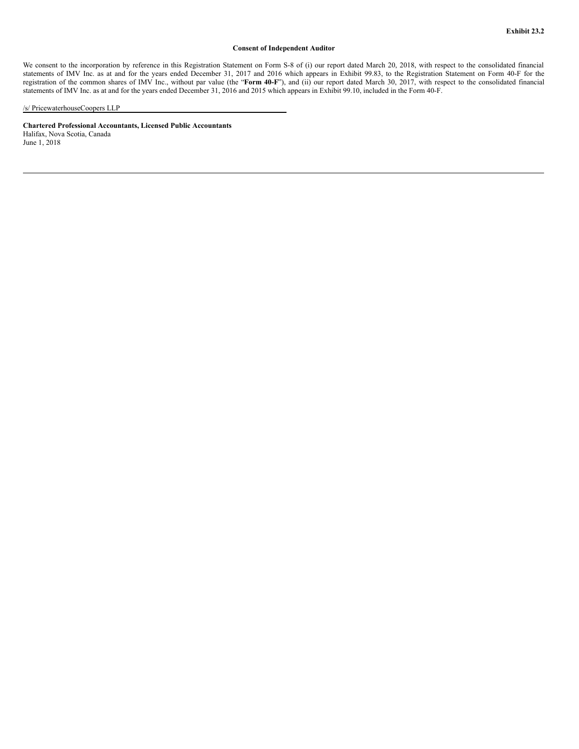**Exhibit 23.2**

**Consent of Independent Auditor**

We consent to the incorporation by reference in this Registration Statement on Form S-8 of (i) our report dated March 20, 2018, with respect to the consolidated financial statements of IMV Inc. as at and for the years ended December 31, 2017 and 2016 which appears in Exhibit 99.83, to the Registration Statement on Form 40-F for the registration of the common shares of IMV Inc., without par value (the "**Form 40-F**"), and (ii) our report dated March 30, 2017, with respect to the consolidated financial statements of IMV Inc. as at and for the years ended December 31, 2016 and 2015 which appears in Exhibit 99.10, included in the Form 40-F.

/s/ PricewaterhouseCoopers LLP

**Chartered Professional Accountants, Licensed Public Accountants**
Halifax, Nova Scotia, Canada
June 1, 2018